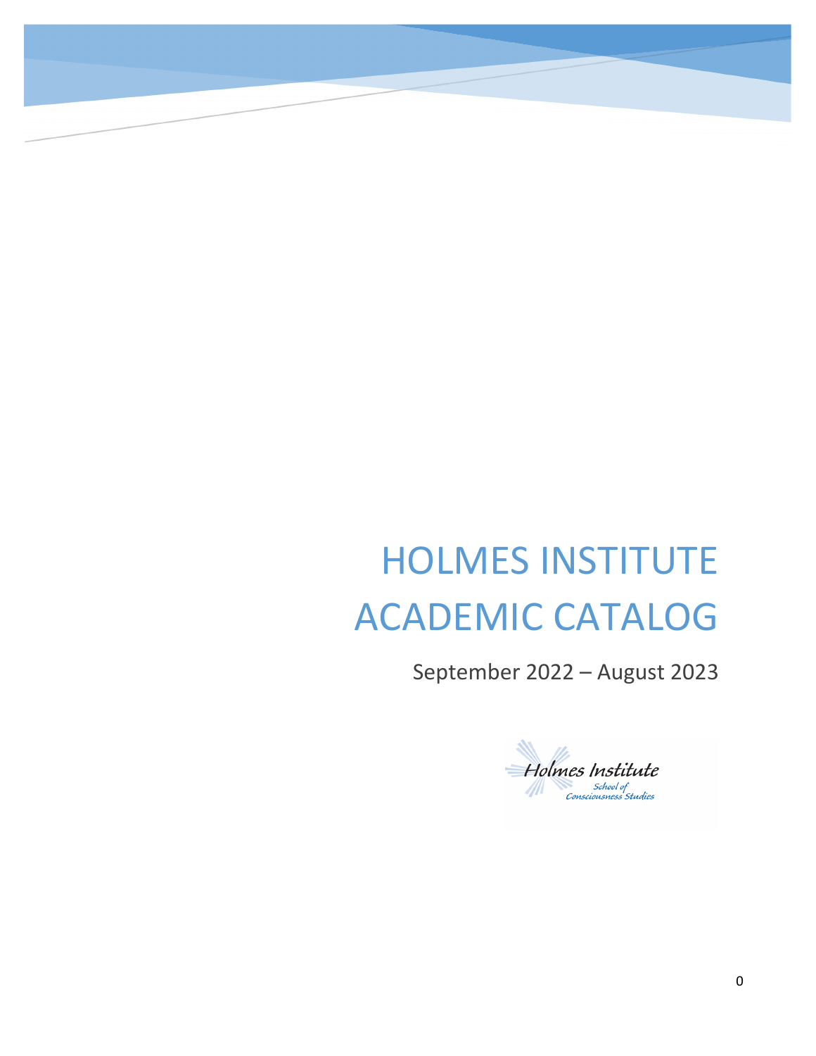# HOLMES INSTITUTE ACADEMIC CATALOG

September 2022 – August 2023

Holmes Institute
School of Consciousness Studies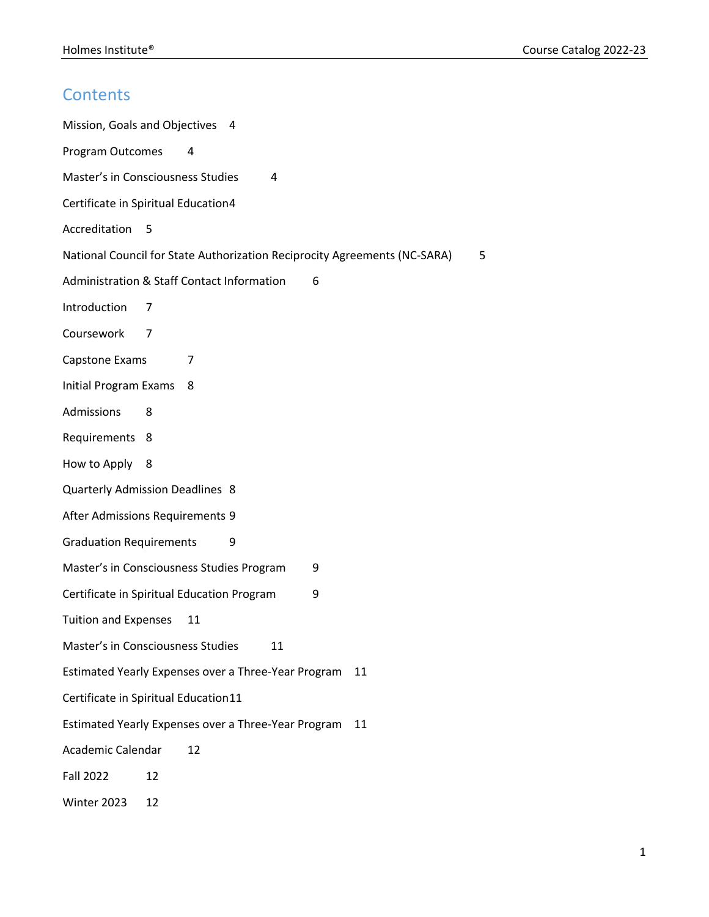## Contents

Mission, Goals and Objectives 4

Program Outcomes 4

Master's in Consciousness Studies 4

Certificate in Spiritual Education 4

Accreditation 5

National Council for State Authorization Reciprocity Agreements (NC-SARA) 5

Administration & Staff Contact Information 6

Introduction 7

Coursework 7

Capstone Exams 7

Initial Program Exams 8

Admissions 8

Requirements 8

How to Apply 8

Quarterly Admission Deadlines 8

After Admissions Requirements 9

Graduation Requirements 9

Master's in Consciousness Studies Program 9

Certificate in Spiritual Education Program 9

Tuition and Expenses 11

Master's in Consciousness Studies 11

Estimated Yearly Expenses over a Three-Year Program 11

Certificate in Spiritual Education 11

Estimated Yearly Expenses over a Three-Year Program 11

Academic Calendar 12

Fall 2022 12

Winter 2023 12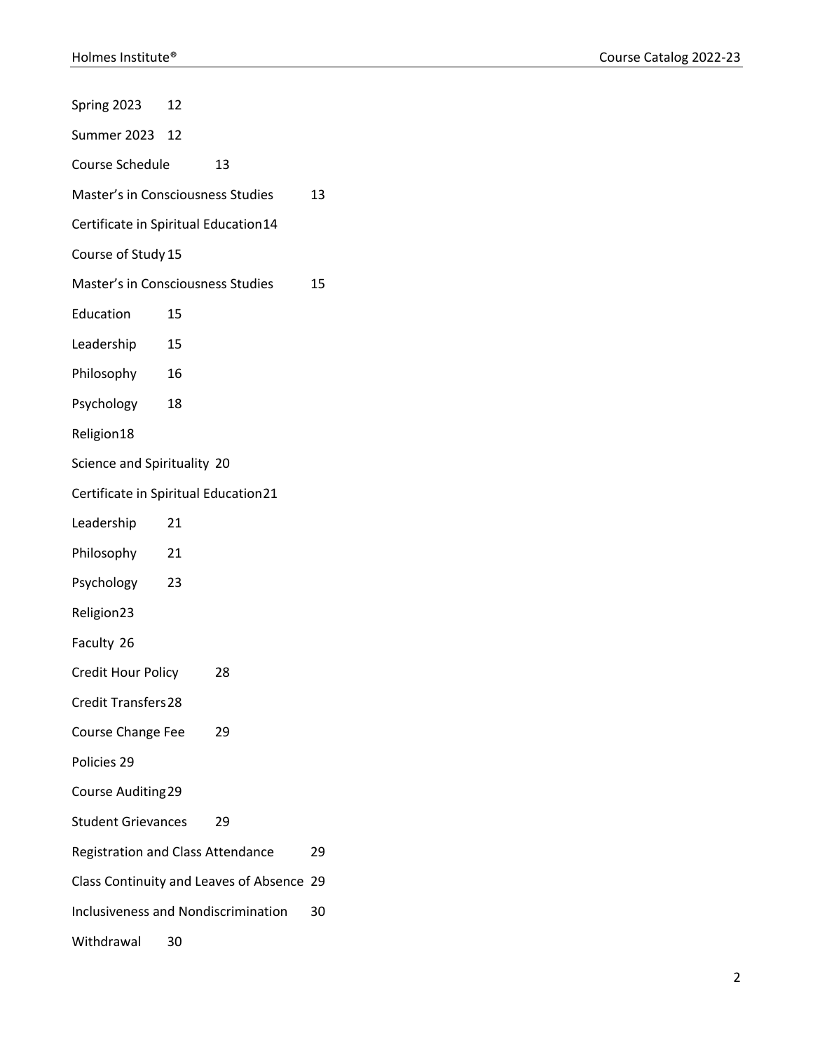Spring 2023 12

Summer 2023 12

Course Schedule 13

Master's in Consciousness Studies 13

Certificate in Spiritual Education 14

Course of Study 15

Master's in Consciousness Studies 15

Education 15

Leadership 15

Philosophy 16

Psychology 18

Religion 18

Science and Spirituality 20

Certificate in Spiritual Education 21

Leadership 21

Philosophy 21

Psychology 23

Religion 23

Faculty 26

Credit Hour Policy 28

Credit Transfers 28

Course Change Fee 29

Policies 29

Course Auditing 29

Student Grievances 29

Registration and Class Attendance 29

Class Continuity and Leaves of Absence 29

Inclusiveness and Nondiscrimination 30

Withdrawal 30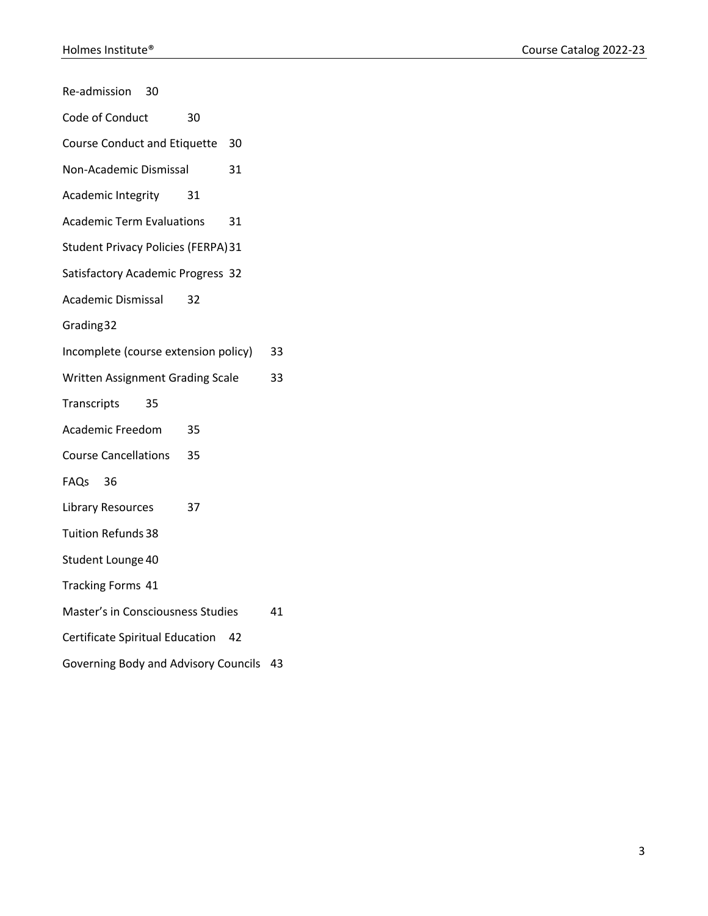Re-admission 30

Code of Conduct 30

Course Conduct and Etiquette 30

Non-Academic Dismissal 31

Academic Integrity 31

Academic Term Evaluations 31

Student Privacy Policies (FERPA) 31

Satisfactory Academic Progress 32

Academic Dismissal 32

Grading 32

Incomplete (course extension policy) 33

Written Assignment Grading Scale 33

Transcripts 35

Academic Freedom 35

Course Cancellations 35

FAQs 36

Library Resources 37

Tuition Refunds 38

Student Lounge 40

Tracking Forms 41

Master's in Consciousness Studies 41

Certificate Spiritual Education 42

Governing Body and Advisory Councils 43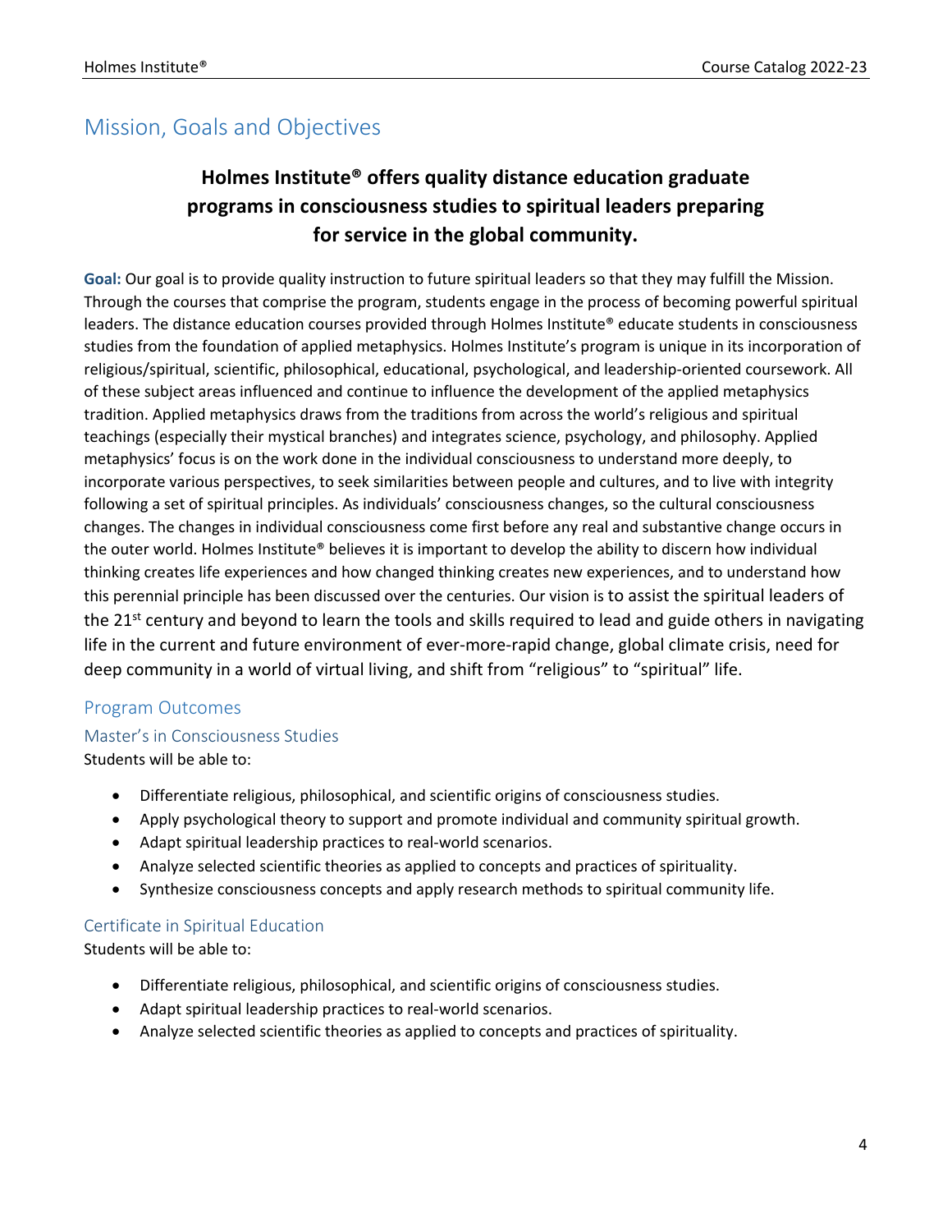## Mission, Goals and Objectives

**Holmes Institute® offers quality distance education graduate programs in consciousness studies to spiritual leaders preparing for service in the global community.**

**Goal:** Our goal is to provide quality instruction to future spiritual leaders so that they may fulfill the Mission. Through the courses that comprise the program, students engage in the process of becoming powerful spiritual leaders. The distance education courses provided through Holmes Institute® educate students in consciousness studies from the foundation of applied metaphysics. Holmes Institute's program is unique in its incorporation of religious/spiritual, scientific, philosophical, educational, psychological, and leadership-oriented coursework. All of these subject areas influenced and continue to influence the development of the applied metaphysics tradition. Applied metaphysics draws from the traditions from across the world's religious and spiritual teachings (especially their mystical branches) and integrates science, psychology, and philosophy. Applied metaphysics' focus is on the work done in the individual consciousness to understand more deeply, to incorporate various perspectives, to seek similarities between people and cultures, and to live with integrity following a set of spiritual principles. As individuals' consciousness changes, so the cultural consciousness changes. The changes in individual consciousness come first before any real and substantive change occurs in the outer world. Holmes Institute® believes it is important to develop the ability to discern how individual thinking creates life experiences and how changed thinking creates new experiences, and to understand how this perennial principle has been discussed over the centuries. Our vision is to assist the spiritual leaders of the 21st century and beyond to learn the tools and skills required to lead and guide others in navigating life in the current and future environment of ever-more-rapid change, global climate crisis, need for deep community in a world of virtual living, and shift from "religious" to "spiritual" life.

### Program Outcomes

#### Master's in Consciousness Studies

Students will be able to:

- Differentiate religious, philosophical, and scientific origins of consciousness studies.
- Apply psychological theory to support and promote individual and community spiritual growth.
- Adapt spiritual leadership practices to real-world scenarios.
- Analyze selected scientific theories as applied to concepts and practices of spirituality.
- Synthesize consciousness concepts and apply research methods to spiritual community life.

#### Certificate in Spiritual Education

Students will be able to:

- Differentiate religious, philosophical, and scientific origins of consciousness studies.
- Adapt spiritual leadership practices to real-world scenarios.
- Analyze selected scientific theories as applied to concepts and practices of spirituality.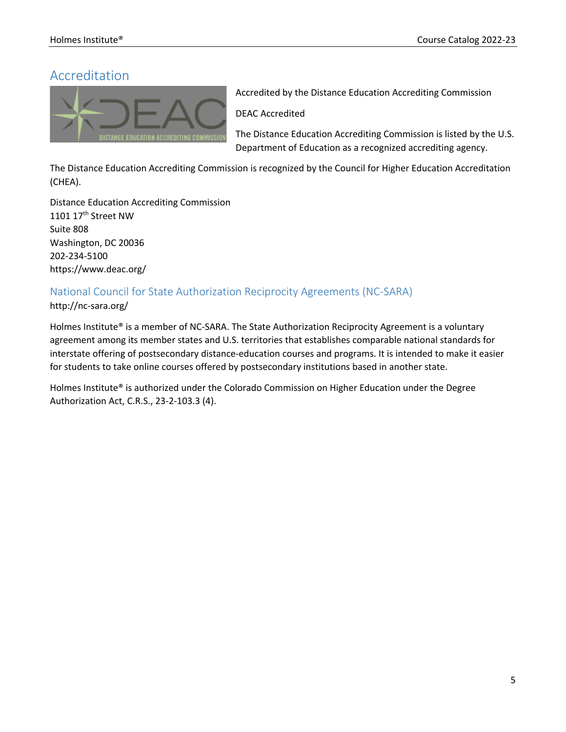## Accreditation

Accredited by the Distance Education Accrediting Commission

DEAC Accredited

The Distance Education Accrediting Commission is listed by the U.S. Department of Education as a recognized accrediting agency.

The Distance Education Accrediting Commission is recognized by the Council for Higher Education Accreditation (CHEA).

Distance Education Accrediting Commission
1101 17th Street NW
Suite 808
Washington, DC 20036
202-234-5100
https://www.deac.org/

### National Council for State Authorization Reciprocity Agreements (NC-SARA)

http://nc-sara.org/

Holmes Institute® is a member of NC-SARA. The State Authorization Reciprocity Agreement is a voluntary agreement among its member states and U.S. territories that establishes comparable national standards for interstate offering of postsecondary distance-education courses and programs. It is intended to make it easier for students to take online courses offered by postsecondary institutions based in another state.

Holmes Institute® is authorized under the Colorado Commission on Higher Education under the Degree Authorization Act, C.R.S., 23-2-103.3 (4).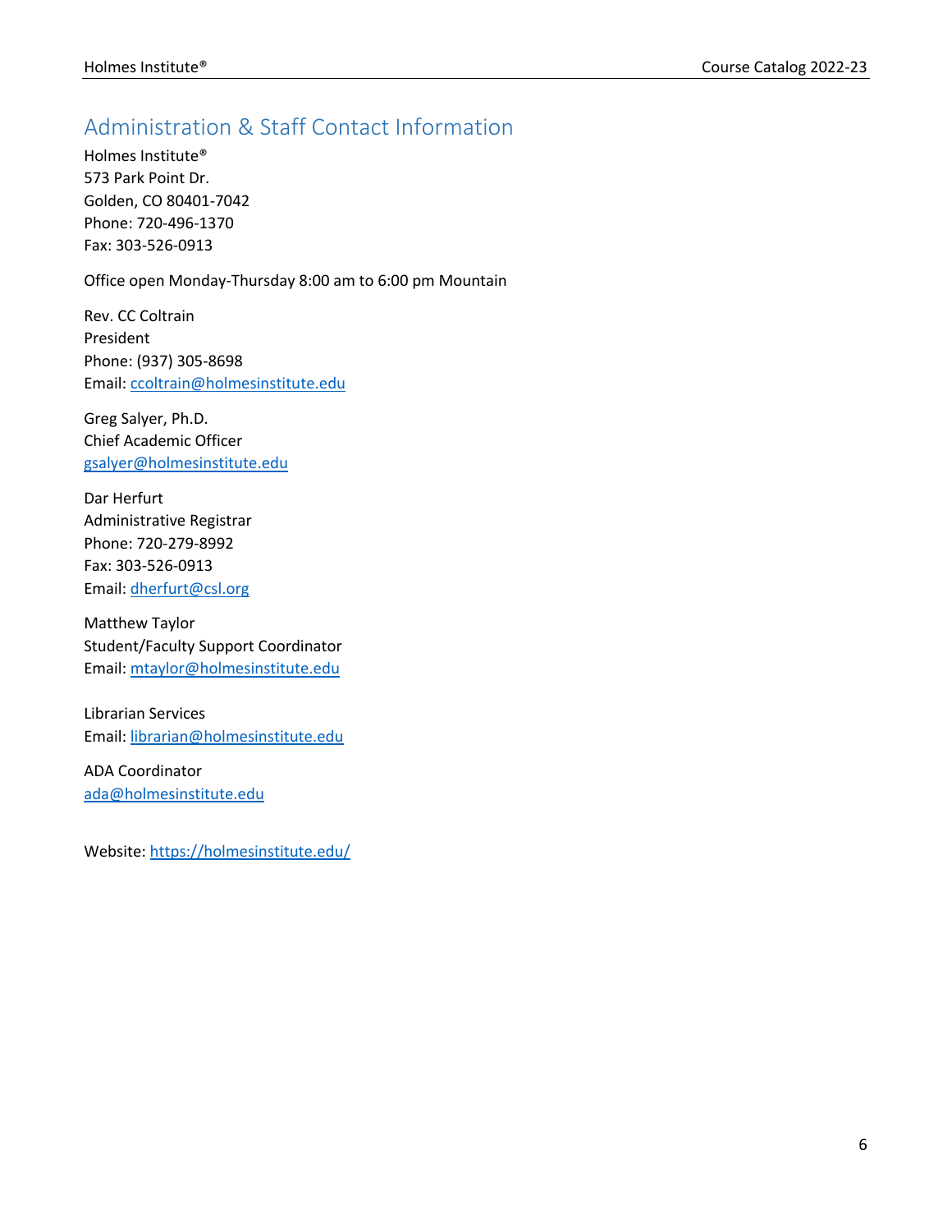## Administration & Staff Contact Information

Holmes Institute®
573 Park Point Dr.
Golden, CO 80401-7042
Phone: 720-496-1370
Fax: 303-526-0913

Office open Monday-Thursday 8:00 am to 6:00 pm Mountain

Rev. CC Coltrain
President
Phone: (937) 305-8698
Email: ccoltrain@holmesinstitute.edu

Greg Salyer, Ph.D.
Chief Academic Officer
gsalyer@holmesinstitute.edu

Dar Herfurt
Administrative Registrar
Phone: 720-279-8992
Fax: 303-526-0913
Email: dherfurt@csl.org

Matthew Taylor
Student/Faculty Support Coordinator
Email: mtaylor@holmesinstitute.edu

Librarian Services
Email: librarian@holmesinstitute.edu

ADA Coordinator
ada@holmesinstitute.edu

Website: https://holmesinstitute.edu/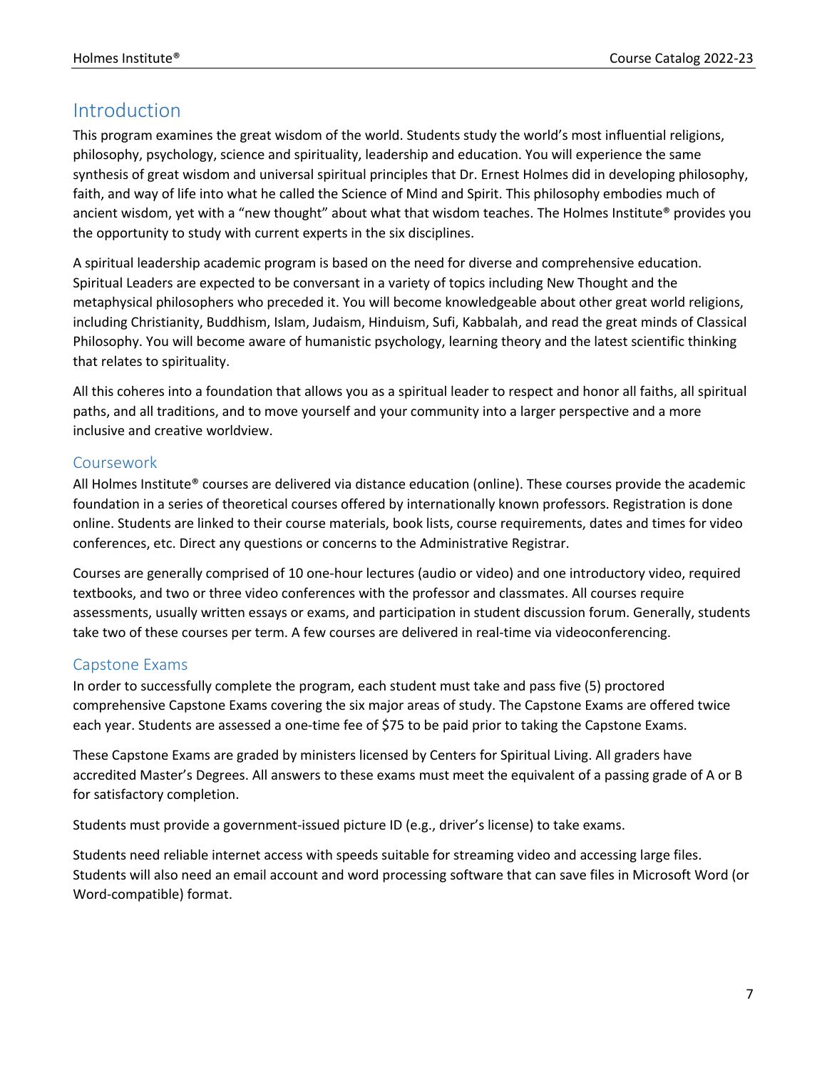# Introduction

This program examines the great wisdom of the world. Students study the world's most influential religions, philosophy, psychology, science and spirituality, leadership and education. You will experience the same synthesis of great wisdom and universal spiritual principles that Dr. Ernest Holmes did in developing philosophy, faith, and way of life into what he called the Science of Mind and Spirit. This philosophy embodies much of ancient wisdom, yet with a "new thought" about what that wisdom teaches. The Holmes Institute® provides you the opportunity to study with current experts in the six disciplines.

A spiritual leadership academic program is based on the need for diverse and comprehensive education. Spiritual Leaders are expected to be conversant in a variety of topics including New Thought and the metaphysical philosophers who preceded it. You will become knowledgeable about other great world religions, including Christianity, Buddhism, Islam, Judaism, Hinduism, Sufi, Kabbalah, and read the great minds of Classical Philosophy. You will become aware of humanistic psychology, learning theory and the latest scientific thinking that relates to spirituality.

All this coheres into a foundation that allows you as a spiritual leader to respect and honor all faiths, all spiritual paths, and all traditions, and to move yourself and your community into a larger perspective and a more inclusive and creative worldview.

## Coursework

All Holmes Institute® courses are delivered via distance education (online). These courses provide the academic foundation in a series of theoretical courses offered by internationally known professors. Registration is done online. Students are linked to their course materials, book lists, course requirements, dates and times for video conferences, etc. Direct any questions or concerns to the Administrative Registrar.

Courses are generally comprised of 10 one-hour lectures (audio or video) and one introductory video, required textbooks, and two or three video conferences with the professor and classmates. All courses require assessments, usually written essays or exams, and participation in student discussion forum. Generally, students take two of these courses per term. A few courses are delivered in real-time via videoconferencing.

## Capstone Exams

In order to successfully complete the program, each student must take and pass five (5) proctored comprehensive Capstone Exams covering the six major areas of study. The Capstone Exams are offered twice each year. Students are assessed a one-time fee of $75 to be paid prior to taking the Capstone Exams.

These Capstone Exams are graded by ministers licensed by Centers for Spiritual Living. All graders have accredited Master's Degrees. All answers to these exams must meet the equivalent of a passing grade of A or B for satisfactory completion.

Students must provide a government-issued picture ID (e.g., driver's license) to take exams.

Students need reliable internet access with speeds suitable for streaming video and accessing large files. Students will also need an email account and word processing software that can save files in Microsoft Word (or Word-compatible) format.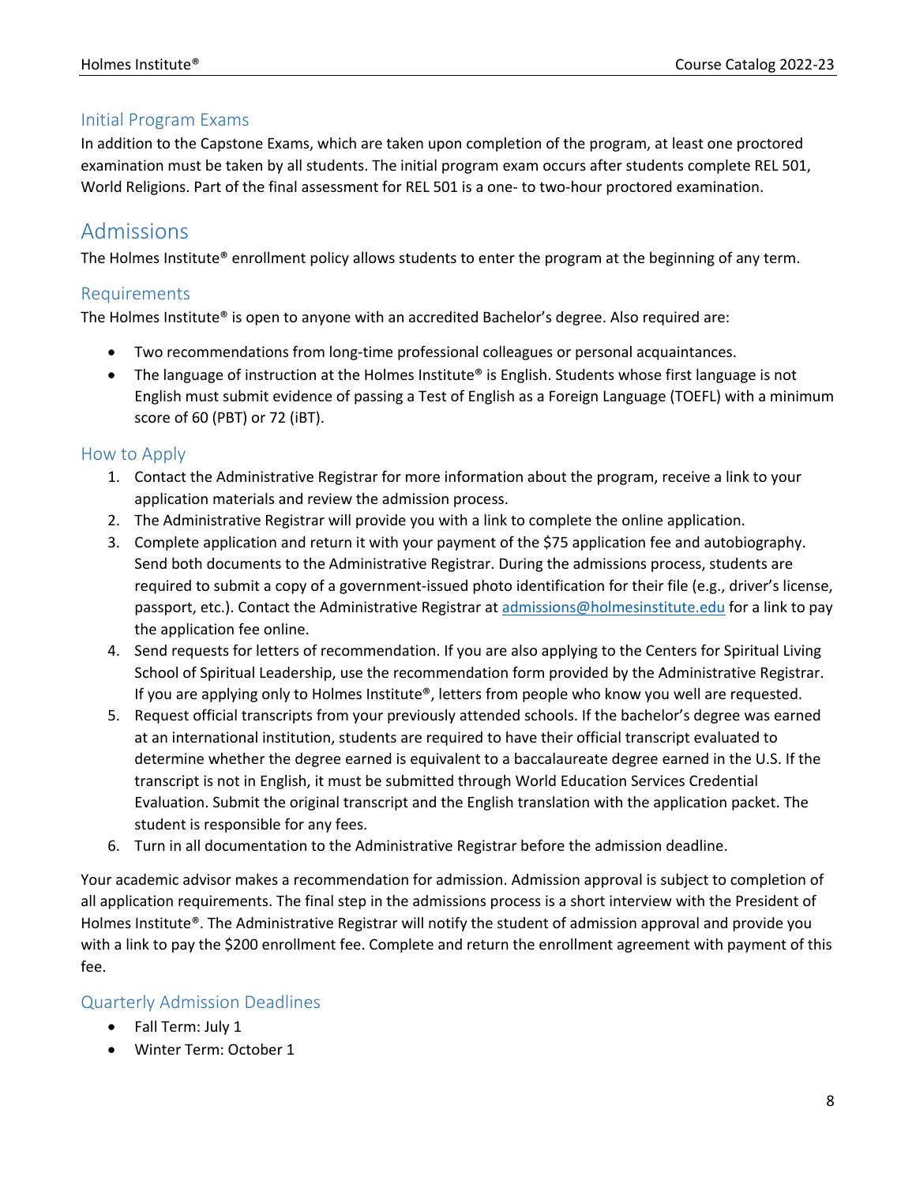### Initial Program Exams

In addition to the Capstone Exams, which are taken upon completion of the program, at least one proctored examination must be taken by all students. The initial program exam occurs after students complete REL 501, World Religions. Part of the final assessment for REL 501 is a one- to two-hour proctored examination.

## Admissions

The Holmes Institute® enrollment policy allows students to enter the program at the beginning of any term.

### Requirements

The Holmes Institute® is open to anyone with an accredited Bachelor's degree. Also required are:

- Two recommendations from long-time professional colleagues or personal acquaintances.
- The language of instruction at the Holmes Institute® is English. Students whose first language is not English must submit evidence of passing a Test of English as a Foreign Language (TOEFL) with a minimum score of 60 (PBT) or 72 (iBT).

### How to Apply

1. Contact the Administrative Registrar for more information about the program, receive a link to your application materials and review the admission process.
2. The Administrative Registrar will provide you with a link to complete the online application.
3. Complete application and return it with your payment of the $75 application fee and autobiography. Send both documents to the Administrative Registrar. During the admissions process, students are required to submit a copy of a government-issued photo identification for their file (e.g., driver's license, passport, etc.). Contact the Administrative Registrar at [admissions@holmesinstitute.edu](mailto:admissions@holmesinstitute.edu) for a link to pay the application fee online.
4. Send requests for letters of recommendation. If you are also applying to the Centers for Spiritual Living School of Spiritual Leadership, use the recommendation form provided by the Administrative Registrar. If you are applying only to Holmes Institute®, letters from people who know you well are requested.
5. Request official transcripts from your previously attended schools. If the bachelor's degree was earned at an international institution, students are required to have their official transcript evaluated to determine whether the degree earned is equivalent to a baccalaureate degree earned in the U.S. If the transcript is not in English, it must be submitted through World Education Services Credential Evaluation. Submit the original transcript and the English translation with the application packet. The student is responsible for any fees.
6. Turn in all documentation to the Administrative Registrar before the admission deadline.

Your academic advisor makes a recommendation for admission. Admission approval is subject to completion of all application requirements. The final step in the admissions process is a short interview with the President of Holmes Institute®. The Administrative Registrar will notify the student of admission approval and provide you with a link to pay the $200 enrollment fee. Complete and return the enrollment agreement with payment of this fee.

### Quarterly Admission Deadlines

- Fall Term: July 1
- Winter Term: October 1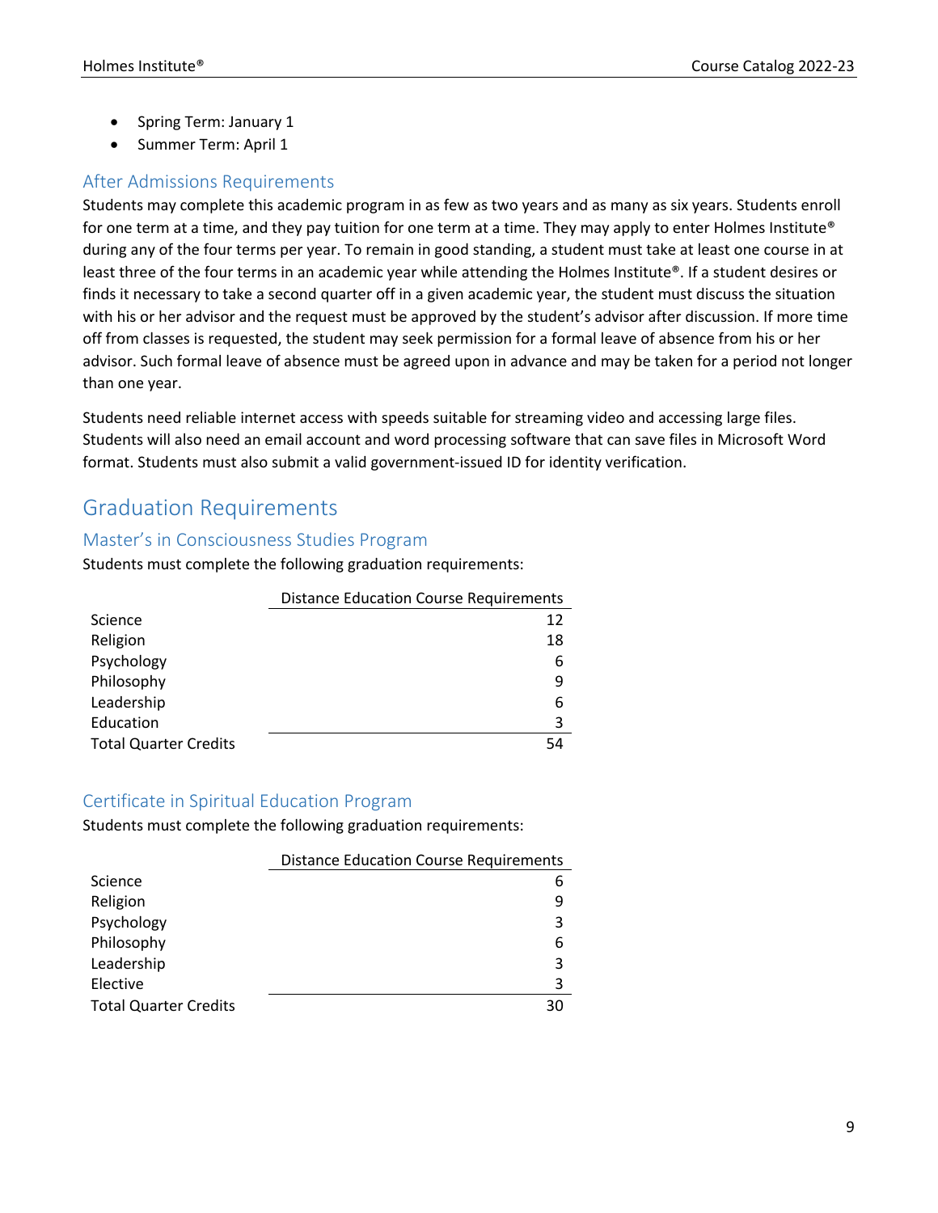- Spring Term: January 1
- Summer Term: April 1

### After Admissions Requirements

Students may complete this academic program in as few as two years and as many as six years. Students enroll for one term at a time, and they pay tuition for one term at a time. They may apply to enter Holmes Institute® during any of the four terms per year. To remain in good standing, a student must take at least one course in at least three of the four terms in an academic year while attending the Holmes Institute®. If a student desires or finds it necessary to take a second quarter off in a given academic year, the student must discuss the situation with his or her advisor and the request must be approved by the student's advisor after discussion. If more time off from classes is requested, the student may seek permission for a formal leave of absence from his or her advisor. Such formal leave of absence must be agreed upon in advance and may be taken for a period not longer than one year.

Students need reliable internet access with speeds suitable for streaming video and accessing large files. Students will also need an email account and word processing software that can save files in Microsoft Word format. Students must also submit a valid government-issued ID for identity verification.

## Graduation Requirements

### Master's in Consciousness Studies Program

Students must complete the following graduation requirements:

| | Distance Education Course Requirements |
|---|---|
| Science | 12 |
| Religion | 18 |
| Psychology | 6 |
| Philosophy | 9 |
| Leadership | 6 |
| Education | 3 |
| Total Quarter Credits | 54 |

### Certificate in Spiritual Education Program

Students must complete the following graduation requirements:

| | Distance Education Course Requirements |
|---|---|
| Science | 6 |
| Religion | 9 |
| Psychology | 3 |
| Philosophy | 6 |
| Leadership | 3 |
| Elective | 3 |
| Total Quarter Credits | 30 |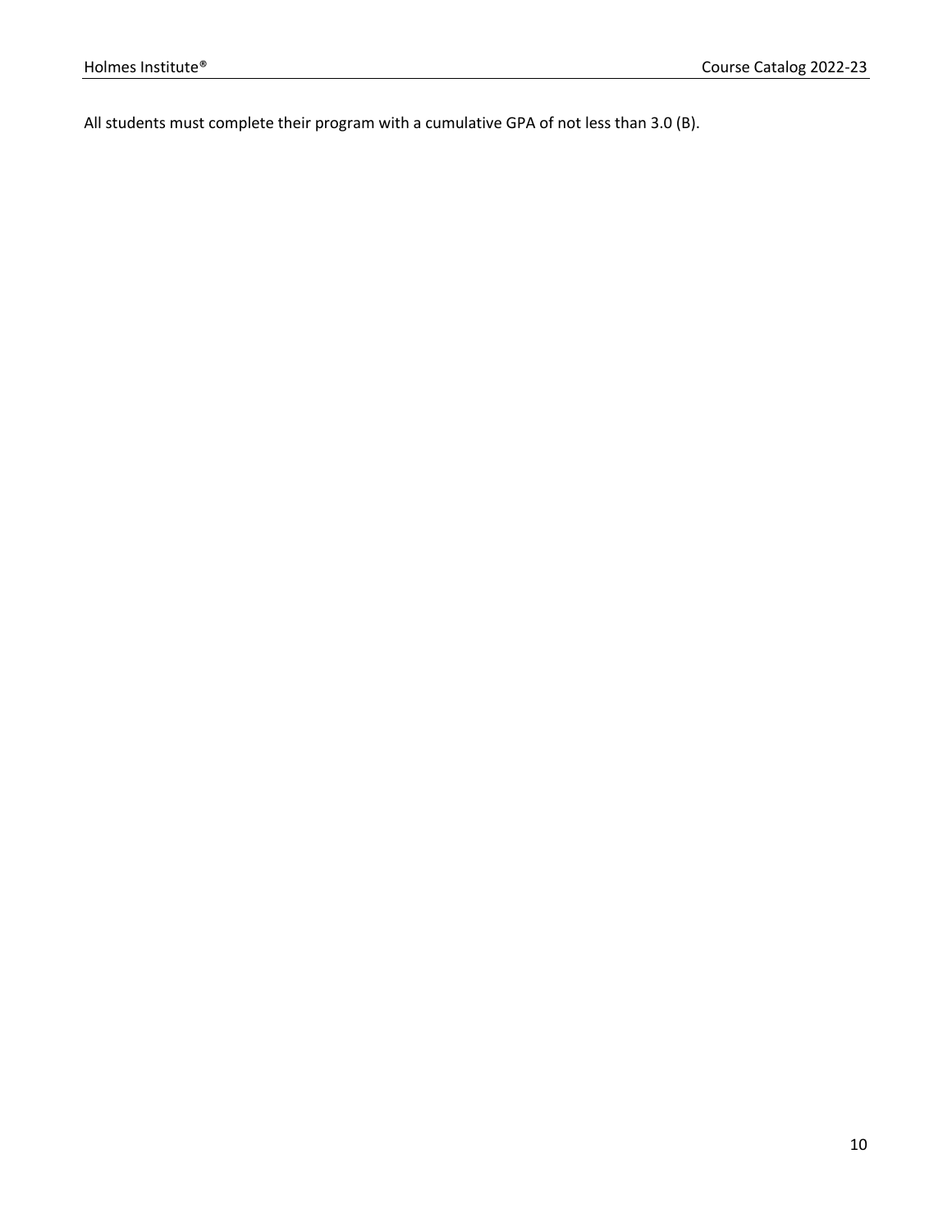All students must complete their program with a cumulative GPA of not less than 3.0 (B).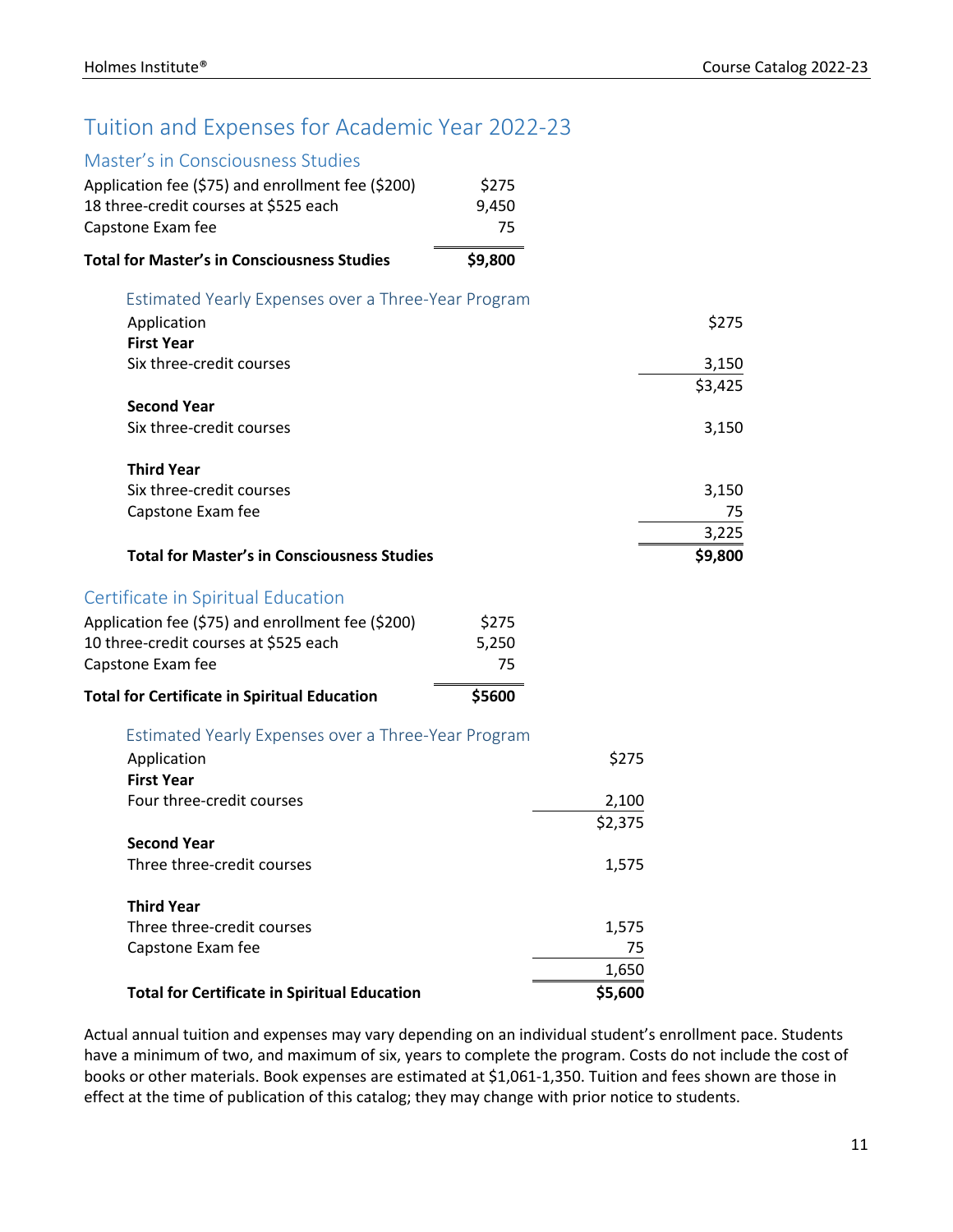# Tuition and Expenses for Academic Year 2022-23

## Master's in Consciousness Studies

| | |
|---|---|
| Application fee ($75) and enrollment fee ($200) | $275 |
| 18 three-credit courses at $525 each | 9,450 |
| Capstone Exam fee | 75 |
| **Total for Master's in Consciousness Studies** | **$9,800** |

### Estimated Yearly Expenses over a Three-Year Program

| | |
|---|---|
| Application | $275 |
| **First Year** | |
| Six three-credit courses | 3,150 |
| | $3,425 |
| **Second Year** | |
| Six three-credit courses | 3,150 |
| **Third Year** | |
| Six three-credit courses | 3,150 |
| Capstone Exam fee | 75 |
| | 3,225 |
| **Total for Master's in Consciousness Studies** | **$9,800** |

## Certificate in Spiritual Education

| | |
|---|---|
| Application fee ($75) and enrollment fee ($200) | $275 |
| 10 three-credit courses at $525 each | 5,250 |
| Capstone Exam fee | 75 |
| **Total for Certificate in Spiritual Education** | **$5600** |

### Estimated Yearly Expenses over a Three-Year Program

| | |
|---|---|
| Application | $275 |
| **First Year** | |
| Four three-credit courses | 2,100 |
| | $2,375 |
| **Second Year** | |
| Three three-credit courses | 1,575 |
| **Third Year** | |
| Three three-credit courses | 1,575 |
| Capstone Exam fee | 75 |
| | 1,650 |
| **Total for Certificate in Spiritual Education** | **$5,600** |

Actual annual tuition and expenses may vary depending on an individual student's enrollment pace. Students have a minimum of two, and maximum of six, years to complete the program. Costs do not include the cost of books or other materials. Book expenses are estimated at $1,061-1,350. Tuition and fees shown are those in effect at the time of publication of this catalog; they may change with prior notice to students.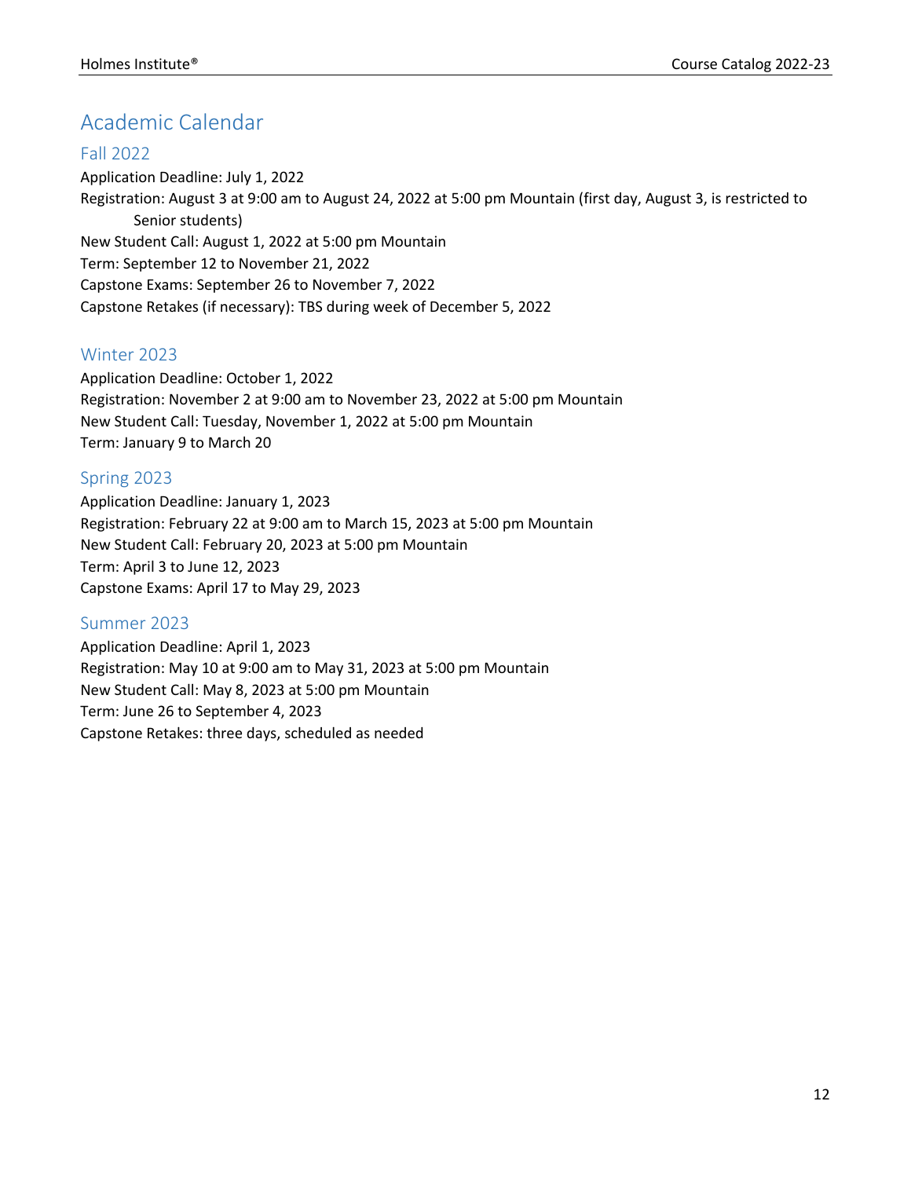# Academic Calendar

## Fall 2022

Application Deadline: July 1, 2022
Registration: August 3 at 9:00 am to August 24, 2022 at 5:00 pm Mountain (first day, August 3, is restricted to Senior students)
New Student Call: August 1, 2022 at 5:00 pm Mountain
Term: September 12 to November 21, 2022
Capstone Exams: September 26 to November 7, 2022
Capstone Retakes (if necessary): TBS during week of December 5, 2022

## Winter 2023

Application Deadline: October 1, 2022
Registration: November 2 at 9:00 am to November 23, 2022 at 5:00 pm Mountain
New Student Call: Tuesday, November 1, 2022 at 5:00 pm Mountain
Term: January 9 to March 20

## Spring 2023

Application Deadline: January 1, 2023
Registration: February 22 at 9:00 am to March 15, 2023 at 5:00 pm Mountain
New Student Call: February 20, 2023 at 5:00 pm Mountain
Term: April 3 to June 12, 2023
Capstone Exams: April 17 to May 29, 2023

## Summer 2023

Application Deadline: April 1, 2023
Registration: May 10 at 9:00 am to May 31, 2023 at 5:00 pm Mountain
New Student Call: May 8, 2023 at 5:00 pm Mountain
Term: June 26 to September 4, 2023
Capstone Retakes: three days, scheduled as needed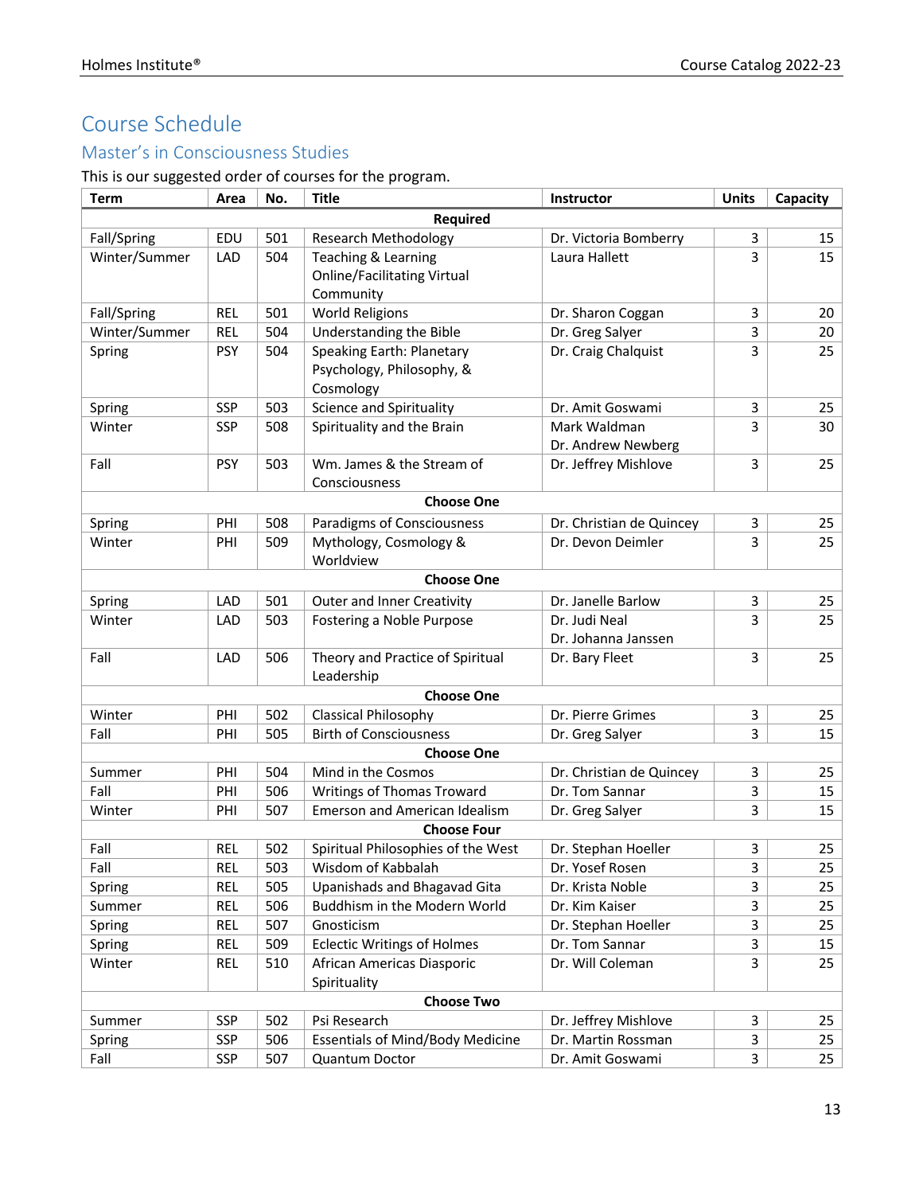# Course Schedule

## Master's in Consciousness Studies

This is our suggested order of courses for the program.

| Term | Area | No. | Title | Instructor | Units | Capacity |
|---|---|---|---|---|---|---|
| **Required** | | | | | | |
| Fall/Spring | EDU | 501 | Research Methodology | Dr. Victoria Bomberry | 3 | 15 |
| Winter/Summer | LAD | 504 | Teaching & Learning Online/Facilitating Virtual Community | Laura Hallett | 3 | 15 |
| Fall/Spring | REL | 501 | World Religions | Dr. Sharon Coggan | 3 | 20 |
| Winter/Summer | REL | 504 | Understanding the Bible | Dr. Greg Salyer | 3 | 20 |
| Spring | PSY | 504 | Speaking Earth: Planetary Psychology, Philosophy, & Cosmology | Dr. Craig Chalquist | 3 | 25 |
| Spring | SSP | 503 | Science and Spirituality | Dr. Amit Goswami | 3 | 25 |
| Winter | SSP | 508 | Spirituality and the Brain | Mark Waldman<br>Dr. Andrew Newberg | 3 | 30 |
| Fall | PSY | 503 | Wm. James & the Stream of Consciousness | Dr. Jeffrey Mishlove | 3 | 25 |
| **Choose One** | | | | | | |
| Spring | PHI | 508 | Paradigms of Consciousness | Dr. Christian de Quincey | 3 | 25 |
| Winter | PHI | 509 | Mythology, Cosmology & Worldview | Dr. Devon Deimler | 3 | 25 |
| **Choose One** | | | | | | |
| Spring | LAD | 501 | Outer and Inner Creativity | Dr. Janelle Barlow | 3 | 25 |
| Winter | LAD | 503 | Fostering a Noble Purpose | Dr. Judi Neal<br>Dr. Johanna Janssen | 3 | 25 |
| Fall | LAD | 506 | Theory and Practice of Spiritual Leadership | Dr. Bary Fleet | 3 | 25 |
| **Choose One** | | | | | | |
| Winter | PHI | 502 | Classical Philosophy | Dr. Pierre Grimes | 3 | 25 |
| Fall | PHI | 505 | Birth of Consciousness | Dr. Greg Salyer | 3 | 15 |
| **Choose One** | | | | | | |
| Summer | PHI | 504 | Mind in the Cosmos | Dr. Christian de Quincey | 3 | 25 |
| Fall | PHI | 506 | Writings of Thomas Troward | Dr. Tom Sannar | 3 | 15 |
| Winter | PHI | 507 | Emerson and American Idealism | Dr. Greg Salyer | 3 | 15 |
| **Choose Four** | | | | | | |
| Fall | REL | 502 | Spiritual Philosophies of the West | Dr. Stephan Hoeller | 3 | 25 |
| Fall | REL | 503 | Wisdom of Kabbalah | Dr. Yosef Rosen | 3 | 25 |
| Spring | REL | 505 | Upanishads and Bhagavad Gita | Dr. Krista Noble | 3 | 25 |
| Summer | REL | 506 | Buddhism in the Modern World | Dr. Kim Kaiser | 3 | 25 |
| Spring | REL | 507 | Gnosticism | Dr. Stephan Hoeller | 3 | 25 |
| Spring | REL | 509 | Eclectic Writings of Holmes | Dr. Tom Sannar | 3 | 15 |
| Winter | REL | 510 | African Americas Diasporic Spirituality | Dr. Will Coleman | 3 | 25 |
| **Choose Two** | | | | | | |
| Summer | SSP | 502 | Psi Research | Dr. Jeffrey Mishlove | 3 | 25 |
| Spring | SSP | 506 | Essentials of Mind/Body Medicine | Dr. Martin Rossman | 3 | 25 |
| Fall | SSP | 507 | Quantum Doctor | Dr. Amit Goswami | 3 | 25 |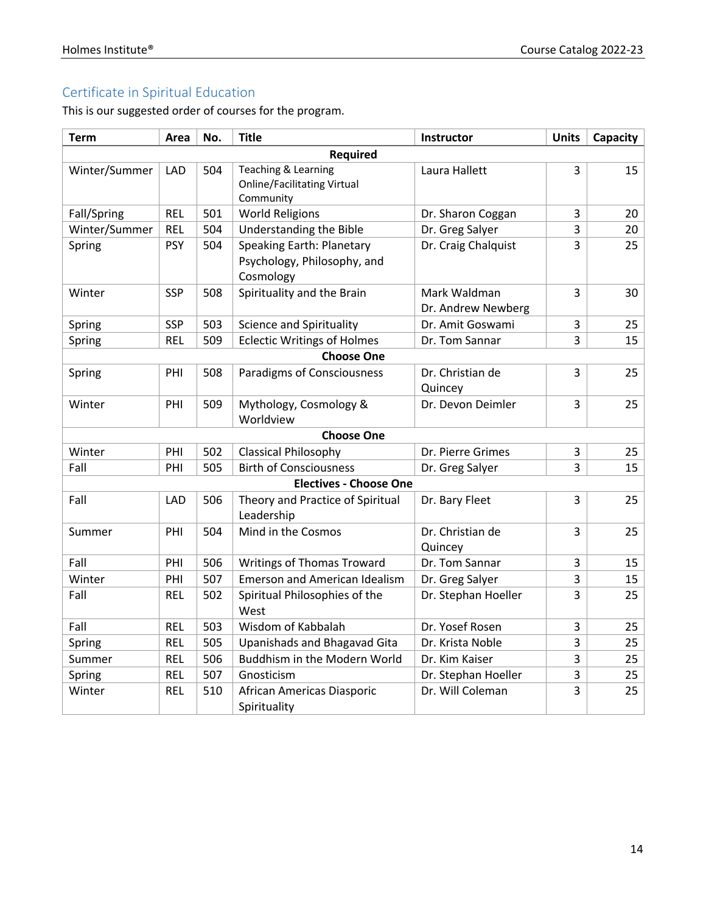## Certificate in Spiritual Education

This is our suggested order of courses for the program.

| Term | Area | No. | Title | Instructor | Units | Capacity |
|---|---|---|---|---|---|---|
| **Required** | | | | | | |
| Winter/Summer | LAD | 504 | Teaching & Learning Online/Facilitating Virtual Community | Laura Hallett | 3 | 15 |
| Fall/Spring | REL | 501 | World Religions | Dr. Sharon Coggan | 3 | 20 |
| Winter/Summer | REL | 504 | Understanding the Bible | Dr. Greg Salyer | 3 | 20 |
| Spring | PSY | 504 | Speaking Earth: Planetary Psychology, Philosophy, and Cosmology | Dr. Craig Chalquist | 3 | 25 |
| Winter | SSP | 508 | Spirituality and the Brain | Mark Waldman<br>Dr. Andrew Newberg | 3 | 30 |
| Spring | SSP | 503 | Science and Spirituality | Dr. Amit Goswami | 3 | 25 |
| Spring | REL | 509 | Eclectic Writings of Holmes | Dr. Tom Sannar | 3 | 15 |
| **Choose One** | | | | | | |
| Spring | PHI | 508 | Paradigms of Consciousness | Dr. Christian de Quincey | 3 | 25 |
| Winter | PHI | 509 | Mythology, Cosmology & Worldview | Dr. Devon Deimler | 3 | 25 |
| **Choose One** | | | | | | |
| Winter | PHI | 502 | Classical Philosophy | Dr. Pierre Grimes | 3 | 25 |
| Fall | PHI | 505 | Birth of Consciousness | Dr. Greg Salyer | 3 | 15 |
| **Electives - Choose One** | | | | | | |
| Fall | LAD | 506 | Theory and Practice of Spiritual Leadership | Dr. Bary Fleet | 3 | 25 |
| Summer | PHI | 504 | Mind in the Cosmos | Dr. Christian de Quincey | 3 | 25 |
| Fall | PHI | 506 | Writings of Thomas Troward | Dr. Tom Sannar | 3 | 15 |
| Winter | PHI | 507 | Emerson and American Idealism | Dr. Greg Salyer | 3 | 15 |
| Fall | REL | 502 | Spiritual Philosophies of the West | Dr. Stephan Hoeller | 3 | 25 |
| Fall | REL | 503 | Wisdom of Kabbalah | Dr. Yosef Rosen | 3 | 25 |
| Spring | REL | 505 | Upanishads and Bhagavad Gita | Dr. Krista Noble | 3 | 25 |
| Summer | REL | 506 | Buddhism in the Modern World | Dr. Kim Kaiser | 3 | 25 |
| Spring | REL | 507 | Gnosticism | Dr. Stephan Hoeller | 3 | 25 |
| Winter | REL | 510 | African Americas Diasporic Spirituality | Dr. Will Coleman | 3 | 25 |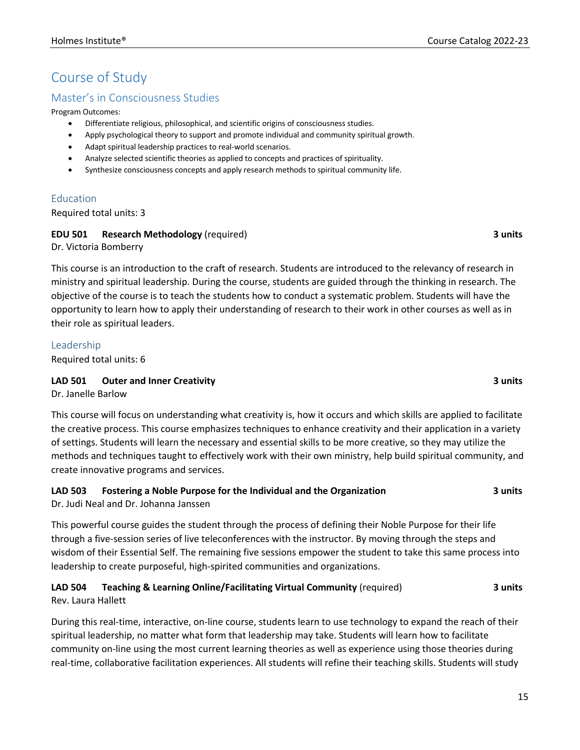# Course of Study

## Master's in Consciousness Studies

Program Outcomes:

- Differentiate religious, philosophical, and scientific origins of consciousness studies.
- Apply psychological theory to support and promote individual and community spiritual growth.
- Adapt spiritual leadership practices to real-world scenarios.
- Analyze selected scientific theories as applied to concepts and practices of spirituality.
- Synthesize consciousness concepts and apply research methods to spiritual community life.

### Education

Required total units: 3

**EDU 501 Research Methodology** (required) **3 units**

Dr. Victoria Bomberry

This course is an introduction to the craft of research. Students are introduced to the relevancy of research in ministry and spiritual leadership. During the course, students are guided through the thinking in research. The objective of the course is to teach the students how to conduct a systematic problem. Students will have the opportunity to learn how to apply their understanding of research to their work in other courses as well as in their role as spiritual leaders.

### Leadership

Required total units: 6

**LAD 501 Outer and Inner Creativity** **3 units**

Dr. Janelle Barlow

This course will focus on understanding what creativity is, how it occurs and which skills are applied to facilitate the creative process. This course emphasizes techniques to enhance creativity and their application in a variety of settings. Students will learn the necessary and essential skills to be more creative, so they may utilize the methods and techniques taught to effectively work with their own ministry, help build spiritual community, and create innovative programs and services.

**LAD 503 Fostering a Noble Purpose for the Individual and the Organization** **3 units**

Dr. Judi Neal and Dr. Johanna Janssen

This powerful course guides the student through the process of defining their Noble Purpose for their life through a five-session series of live teleconferences with the instructor. By moving through the steps and wisdom of their Essential Self. The remaining five sessions empower the student to take this same process into leadership to create purposeful, high-spirited communities and organizations.

**LAD 504 Teaching & Learning Online/Facilitating Virtual Community** (required) **3 units**

Rev. Laura Hallett

During this real-time, interactive, on-line course, students learn to use technology to expand the reach of their spiritual leadership, no matter what form that leadership may take. Students will learn how to facilitate community on-line using the most current learning theories as well as experience using those theories during real-time, collaborative facilitation experiences. All students will refine their teaching skills. Students will study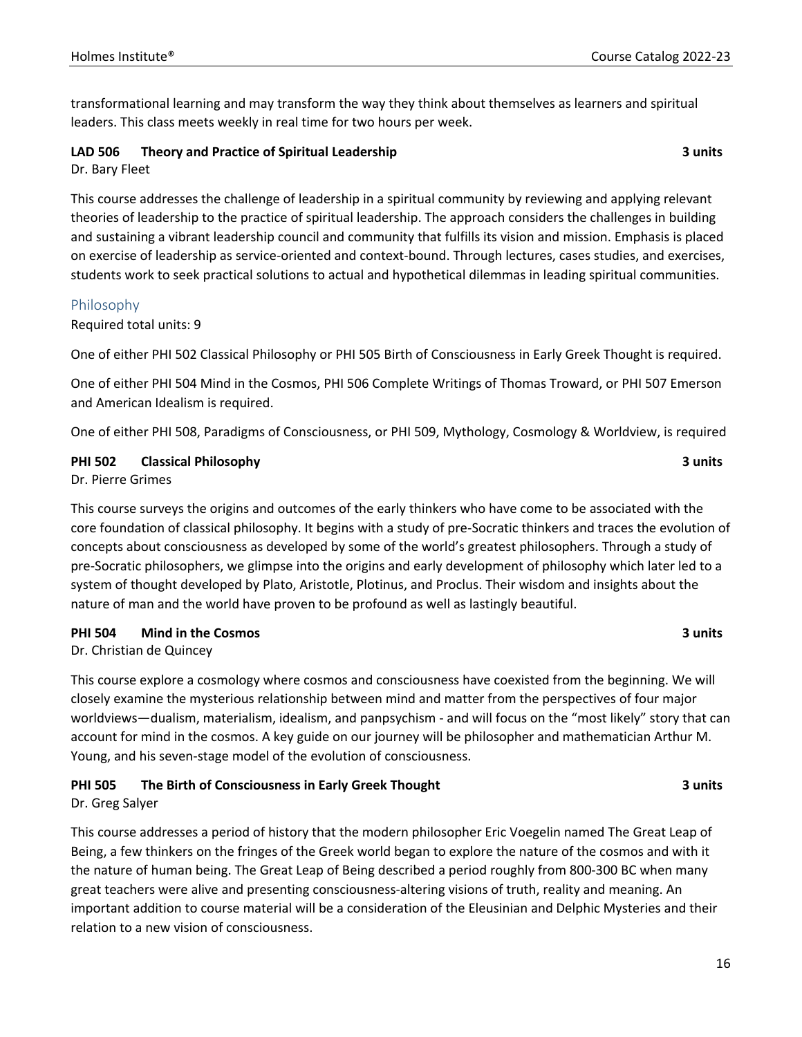transformational learning and may transform the way they think about themselves as learners and spiritual leaders. This class meets weekly in real time for two hours per week.

**LAD 506 Theory and Practice of Spiritual Leadership 3 units**

Dr. Bary Fleet

This course addresses the challenge of leadership in a spiritual community by reviewing and applying relevant theories of leadership to the practice of spiritual leadership. The approach considers the challenges in building and sustaining a vibrant leadership council and community that fulfills its vision and mission. Emphasis is placed on exercise of leadership as service-oriented and context-bound. Through lectures, cases studies, and exercises, students work to seek practical solutions to actual and hypothetical dilemmas in leading spiritual communities.

## Philosophy

Required total units: 9

One of either PHI 502 Classical Philosophy or PHI 505 Birth of Consciousness in Early Greek Thought is required.

One of either PHI 504 Mind in the Cosmos, PHI 506 Complete Writings of Thomas Troward, or PHI 507 Emerson and American Idealism is required.

One of either PHI 508, Paradigms of Consciousness, or PHI 509, Mythology, Cosmology & Worldview, is required

**PHI 502 Classical Philosophy 3 units**

Dr. Pierre Grimes

This course surveys the origins and outcomes of the early thinkers who have come to be associated with the core foundation of classical philosophy. It begins with a study of pre-Socratic thinkers and traces the evolution of concepts about consciousness as developed by some of the world's greatest philosophers. Through a study of pre-Socratic philosophers, we glimpse into the origins and early development of philosophy which later led to a system of thought developed by Plato, Aristotle, Plotinus, and Proclus. Their wisdom and insights about the nature of man and the world have proven to be profound as well as lastingly beautiful.

**PHI 504 Mind in the Cosmos 3 units**

Dr. Christian de Quincey

This course explore a cosmology where cosmos and consciousness have coexisted from the beginning. We will closely examine the mysterious relationship between mind and matter from the perspectives of four major worldviews—dualism, materialism, idealism, and panpsychism - and will focus on the "most likely" story that can account for mind in the cosmos. A key guide on our journey will be philosopher and mathematician Arthur M. Young, and his seven-stage model of the evolution of consciousness.

**PHI 505 The Birth of Consciousness in Early Greek Thought 3 units**

Dr. Greg Salyer

This course addresses a period of history that the modern philosopher Eric Voegelin named The Great Leap of Being, a few thinkers on the fringes of the Greek world began to explore the nature of the cosmos and with it the nature of human being. The Great Leap of Being described a period roughly from 800-300 BC when many great teachers were alive and presenting consciousness-altering visions of truth, reality and meaning. An important addition to course material will be a consideration of the Eleusinian and Delphic Mysteries and their relation to a new vision of consciousness.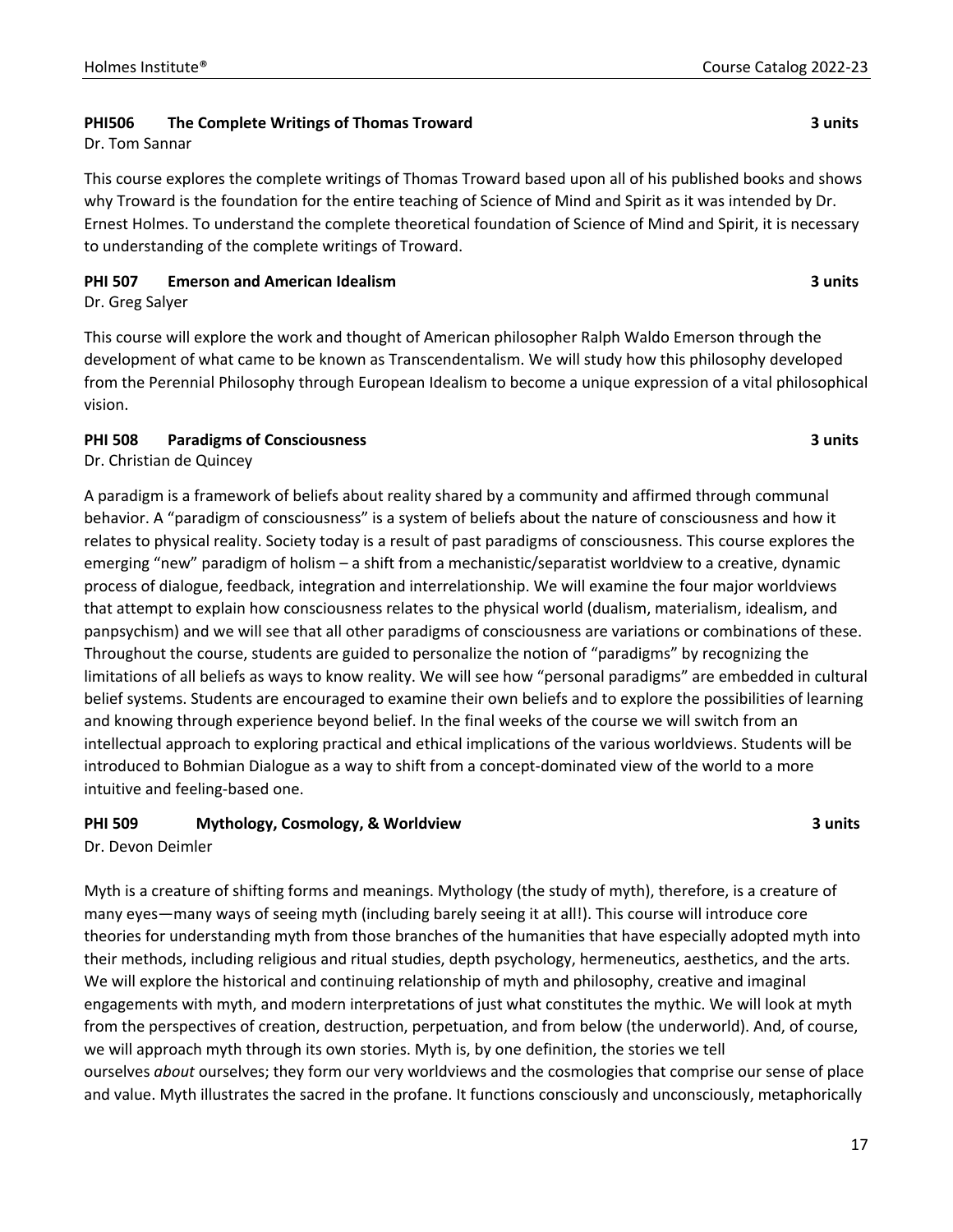**PHI506 The Complete Writings of Thomas Troward** **3 units**

Dr. Tom Sannar

This course explores the complete writings of Thomas Troward based upon all of his published books and shows why Troward is the foundation for the entire teaching of Science of Mind and Spirit as it was intended by Dr. Ernest Holmes. To understand the complete theoretical foundation of Science of Mind and Spirit, it is necessary to understanding of the complete writings of Troward.

**PHI 507 Emerson and American Idealism** **3 units**

Dr. Greg Salyer

This course will explore the work and thought of American philosopher Ralph Waldo Emerson through the development of what came to be known as Transcendentalism. We will study how this philosophy developed from the Perennial Philosophy through European Idealism to become a unique expression of a vital philosophical vision.

**PHI 508 Paradigms of Consciousness** **3 units**

Dr. Christian de Quincey

A paradigm is a framework of beliefs about reality shared by a community and affirmed through communal behavior. A "paradigm of consciousness" is a system of beliefs about the nature of consciousness and how it relates to physical reality. Society today is a result of past paradigms of consciousness. This course explores the emerging "new" paradigm of holism – a shift from a mechanistic/separatist worldview to a creative, dynamic process of dialogue, feedback, integration and interrelationship. We will examine the four major worldviews that attempt to explain how consciousness relates to the physical world (dualism, materialism, idealism, and panpsychism) and we will see that all other paradigms of consciousness are variations or combinations of these. Throughout the course, students are guided to personalize the notion of "paradigms" by recognizing the limitations of all beliefs as ways to know reality. We will see how "personal paradigms" are embedded in cultural belief systems. Students are encouraged to examine their own beliefs and to explore the possibilities of learning and knowing through experience beyond belief. In the final weeks of the course we will switch from an intellectual approach to exploring practical and ethical implications of the various worldviews. Students will be introduced to Bohmian Dialogue as a way to shift from a concept-dominated view of the world to a more intuitive and feeling-based one.

**PHI 509 Mythology, Cosmology, & Worldview** **3 units**

Dr. Devon Deimler

Myth is a creature of shifting forms and meanings. Mythology (the study of myth), therefore, is a creature of many eyes—many ways of seeing myth (including barely seeing it at all!). This course will introduce core theories for understanding myth from those branches of the humanities that have especially adopted myth into their methods, including religious and ritual studies, depth psychology, hermeneutics, aesthetics, and the arts. We will explore the historical and continuing relationship of myth and philosophy, creative and imaginal engagements with myth, and modern interpretations of just what constitutes the mythic. We will look at myth from the perspectives of creation, destruction, perpetuation, and from below (the underworld). And, of course, we will approach myth through its own stories. Myth is, by one definition, the stories we tell ourselves *about* ourselves; they form our very worldviews and the cosmologies that comprise our sense of place and value. Myth illustrates the sacred in the profane. It functions consciously and unconsciously, metaphorically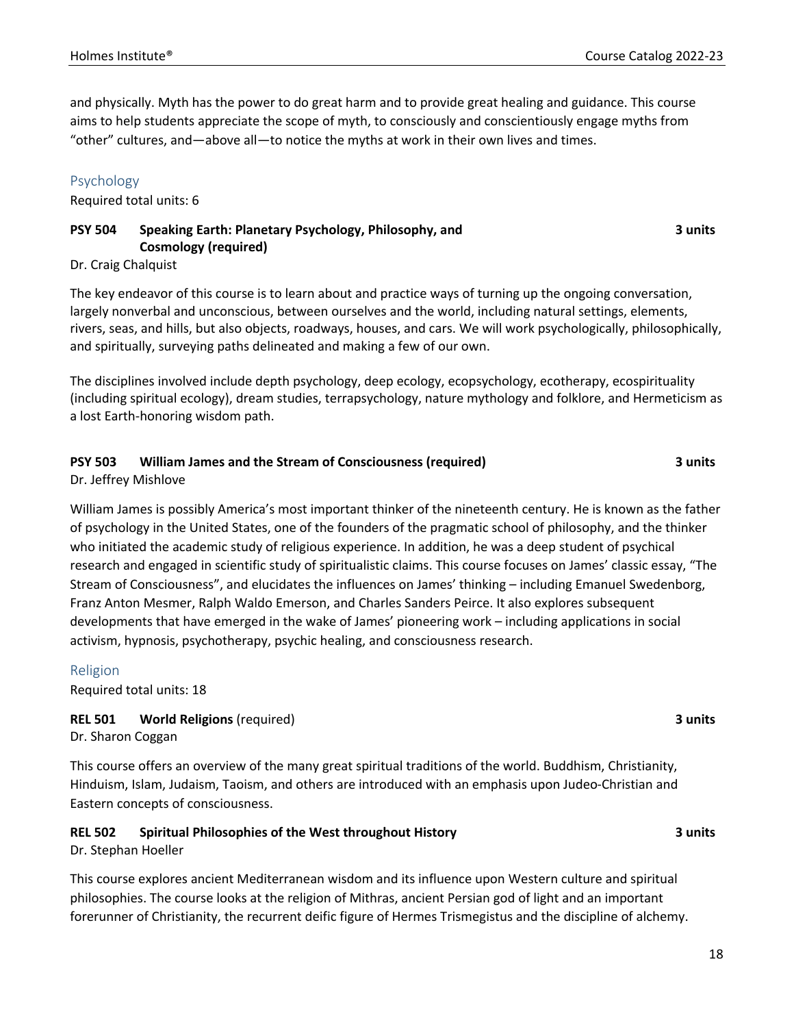and physically. Myth has the power to do great harm and to provide great healing and guidance. This course aims to help students appreciate the scope of myth, to consciously and conscientiously engage myths from "other" cultures, and—above all—to notice the myths at work in their own lives and times.

## Psychology

Required total units: 6

**PSY 504 Speaking Earth: Planetary Psychology, Philosophy, and Cosmology (required)** **3 units**

Dr. Craig Chalquist

The key endeavor of this course is to learn about and practice ways of turning up the ongoing conversation, largely nonverbal and unconscious, between ourselves and the world, including natural settings, elements, rivers, seas, and hills, but also objects, roadways, houses, and cars. We will work psychologically, philosophically, and spiritually, surveying paths delineated and making a few of our own.

The disciplines involved include depth psychology, deep ecology, ecopsychology, ecotherapy, ecospirituality (including spiritual ecology), dream studies, terrapsychology, nature mythology and folklore, and Hermeticism as a lost Earth-honoring wisdom path.

**PSY 503 William James and the Stream of Consciousness (required)** **3 units**

Dr. Jeffrey Mishlove

William James is possibly America's most important thinker of the nineteenth century. He is known as the father of psychology in the United States, one of the founders of the pragmatic school of philosophy, and the thinker who initiated the academic study of religious experience. In addition, he was a deep student of psychical research and engaged in scientific study of spiritualistic claims. This course focuses on James' classic essay, "The Stream of Consciousness", and elucidates the influences on James' thinking – including Emanuel Swedenborg, Franz Anton Mesmer, Ralph Waldo Emerson, and Charles Sanders Peirce. It also explores subsequent developments that have emerged in the wake of James' pioneering work – including applications in social activism, hypnosis, psychotherapy, psychic healing, and consciousness research.

## Religion

Required total units: 18

**REL 501 World Religions** (required) **3 units**

Dr. Sharon Coggan

This course offers an overview of the many great spiritual traditions of the world. Buddhism, Christianity, Hinduism, Islam, Judaism, Taoism, and others are introduced with an emphasis upon Judeo-Christian and Eastern concepts of consciousness.

**REL 502 Spiritual Philosophies of the West throughout History** **3 units**

Dr. Stephan Hoeller

This course explores ancient Mediterranean wisdom and its influence upon Western culture and spiritual philosophies. The course looks at the religion of Mithras, ancient Persian god of light and an important forerunner of Christianity, the recurrent deific figure of Hermes Trismegistus and the discipline of alchemy.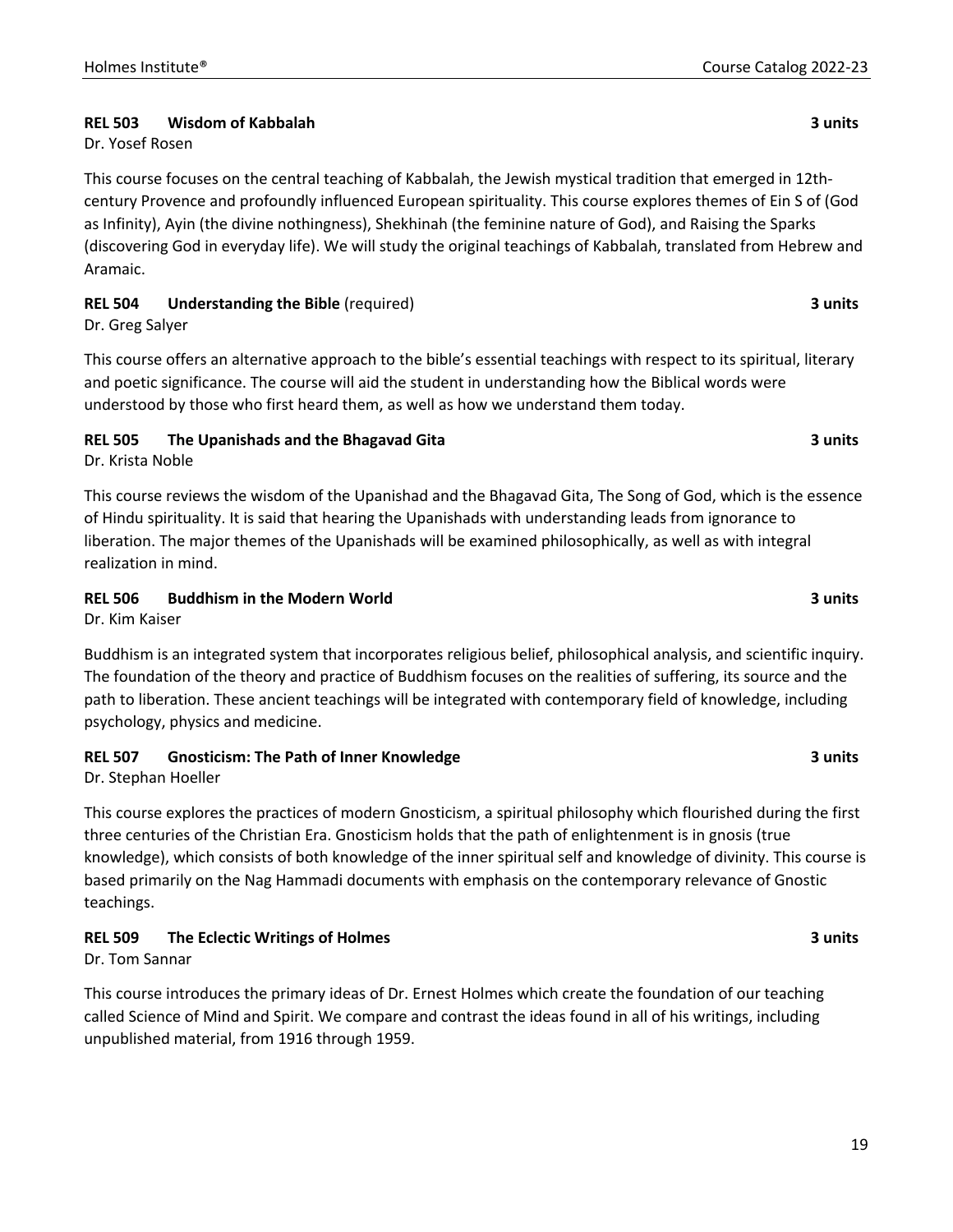**REL 503 Wisdom of Kabbalah** **3 units**

Dr. Yosef Rosen

This course focuses on the central teaching of Kabbalah, the Jewish mystical tradition that emerged in 12th-century Provence and profoundly influenced European spirituality. This course explores themes of Ein S of (God as Infinity), Ayin (the divine nothingness), Shekhinah (the feminine nature of God), and Raising the Sparks (discovering God in everyday life). We will study the original teachings of Kabbalah, translated from Hebrew and Aramaic.

**REL 504 Understanding the Bible** (required) **3 units**

Dr. Greg Salyer

This course offers an alternative approach to the bible's essential teachings with respect to its spiritual, literary and poetic significance. The course will aid the student in understanding how the Biblical words were understood by those who first heard them, as well as how we understand them today.

**REL 505 The Upanishads and the Bhagavad Gita** **3 units**

Dr. Krista Noble

This course reviews the wisdom of the Upanishad and the Bhagavad Gita, The Song of God, which is the essence of Hindu spirituality. It is said that hearing the Upanishads with understanding leads from ignorance to liberation. The major themes of the Upanishads will be examined philosophically, as well as with integral realization in mind.

**REL 506 Buddhism in the Modern World** **3 units**

Dr. Kim Kaiser

Buddhism is an integrated system that incorporates religious belief, philosophical analysis, and scientific inquiry. The foundation of the theory and practice of Buddhism focuses on the realities of suffering, its source and the path to liberation. These ancient teachings will be integrated with contemporary field of knowledge, including psychology, physics and medicine.

**REL 507 Gnosticism: The Path of Inner Knowledge** **3 units**

Dr. Stephan Hoeller

This course explores the practices of modern Gnosticism, a spiritual philosophy which flourished during the first three centuries of the Christian Era. Gnosticism holds that the path of enlightenment is in gnosis (true knowledge), which consists of both knowledge of the inner spiritual self and knowledge of divinity. This course is based primarily on the Nag Hammadi documents with emphasis on the contemporary relevance of Gnostic teachings.

**REL 509 The Eclectic Writings of Holmes** **3 units**

Dr. Tom Sannar

This course introduces the primary ideas of Dr. Ernest Holmes which create the foundation of our teaching called Science of Mind and Spirit. We compare and contrast the ideas found in all of his writings, including unpublished material, from 1916 through 1959.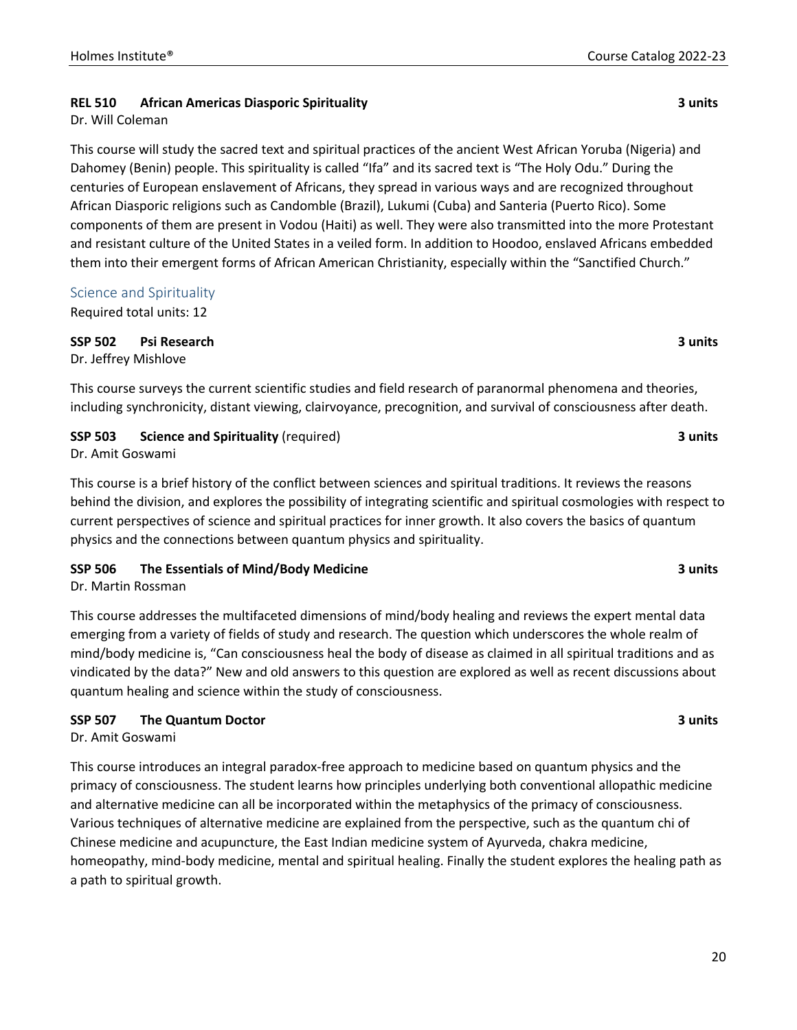**REL 510 African Americas Diasporic Spirituality** **3 units**

Dr. Will Coleman

This course will study the sacred text and spiritual practices of the ancient West African Yoruba (Nigeria) and Dahomey (Benin) people. This spirituality is called "Ifa" and its sacred text is "The Holy Odu." During the centuries of European enslavement of Africans, they spread in various ways and are recognized throughout African Diasporic religions such as Candomble (Brazil), Lukumi (Cuba) and Santeria (Puerto Rico). Some components of them are present in Vodou (Haiti) as well. They were also transmitted into the more Protestant and resistant culture of the United States in a veiled form. In addition to Hoodoo, enslaved Africans embedded them into their emergent forms of African American Christianity, especially within the "Sanctified Church."

## Science and Spirituality

Required total units: 12

**SSP 502 Psi Research** **3 units**

Dr. Jeffrey Mishlove

This course surveys the current scientific studies and field research of paranormal phenomena and theories, including synchronicity, distant viewing, clairvoyance, precognition, and survival of consciousness after death.

**SSP 503 Science and Spirituality** (required) **3 units**

Dr. Amit Goswami

This course is a brief history of the conflict between sciences and spiritual traditions. It reviews the reasons behind the division, and explores the possibility of integrating scientific and spiritual cosmologies with respect to current perspectives of science and spiritual practices for inner growth. It also covers the basics of quantum physics and the connections between quantum physics and spirituality.

**SSP 506 The Essentials of Mind/Body Medicine** **3 units**

Dr. Martin Rossman

This course addresses the multifaceted dimensions of mind/body healing and reviews the expert mental data emerging from a variety of fields of study and research. The question which underscores the whole realm of mind/body medicine is, "Can consciousness heal the body of disease as claimed in all spiritual traditions and as vindicated by the data?" New and old answers to this question are explored as well as recent discussions about quantum healing and science within the study of consciousness.

**SSP 507 The Quantum Doctor** **3 units**

Dr. Amit Goswami

This course introduces an integral paradox-free approach to medicine based on quantum physics and the primacy of consciousness. The student learns how principles underlying both conventional allopathic medicine and alternative medicine can all be incorporated within the metaphysics of the primacy of consciousness. Various techniques of alternative medicine are explained from the perspective, such as the quantum chi of Chinese medicine and acupuncture, the East Indian medicine system of Ayurveda, chakra medicine, homeopathy, mind-body medicine, mental and spiritual healing. Finally the student explores the healing path as a path to spiritual growth.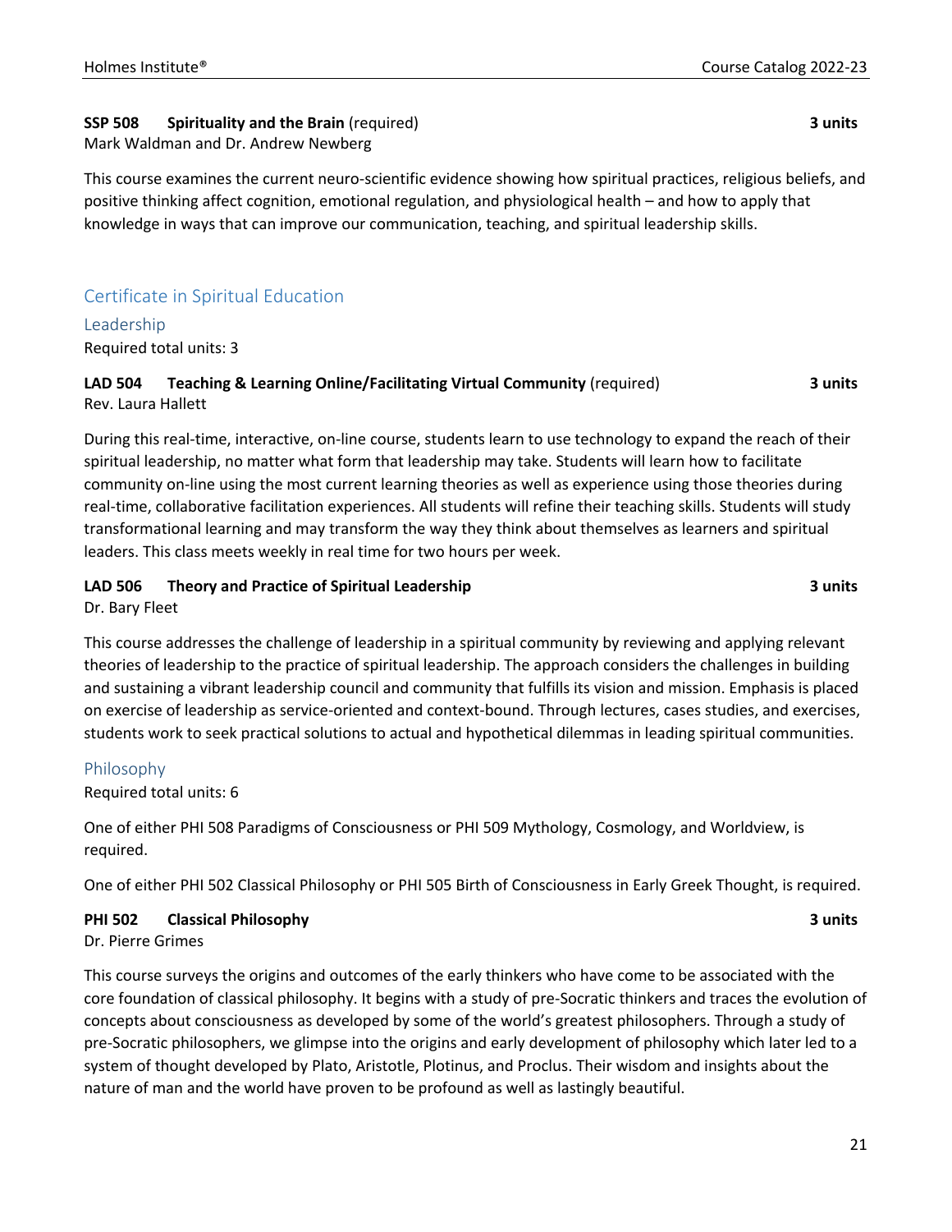**SSP 508 Spirituality and the Brain** (required) **3 units**
Mark Waldman and Dr. Andrew Newberg

This course examines the current neuro-scientific evidence showing how spiritual practices, religious beliefs, and positive thinking affect cognition, emotional regulation, and physiological health – and how to apply that knowledge in ways that can improve our communication, teaching, and spiritual leadership skills.

## Certificate in Spiritual Education

### Leadership

Required total units: 3

**LAD 504 Teaching & Learning Online/Facilitating Virtual Community** (required) **3 units**
Rev. Laura Hallett

During this real-time, interactive, on-line course, students learn to use technology to expand the reach of their spiritual leadership, no matter what form that leadership may take. Students will learn how to facilitate community on-line using the most current learning theories as well as experience using those theories during real-time, collaborative facilitation experiences. All students will refine their teaching skills. Students will study transformational learning and may transform the way they think about themselves as learners and spiritual leaders. This class meets weekly in real time for two hours per week.

**LAD 506 Theory and Practice of Spiritual Leadership** **3 units**
Dr. Bary Fleet

This course addresses the challenge of leadership in a spiritual community by reviewing and applying relevant theories of leadership to the practice of spiritual leadership. The approach considers the challenges in building and sustaining a vibrant leadership council and community that fulfills its vision and mission. Emphasis is placed on exercise of leadership as service-oriented and context-bound. Through lectures, cases studies, and exercises, students work to seek practical solutions to actual and hypothetical dilemmas in leading spiritual communities.

### Philosophy

Required total units: 6

One of either PHI 508 Paradigms of Consciousness or PHI 509 Mythology, Cosmology, and Worldview, is required.

One of either PHI 502 Classical Philosophy or PHI 505 Birth of Consciousness in Early Greek Thought, is required.

**PHI 502 Classical Philosophy** **3 units**
Dr. Pierre Grimes

This course surveys the origins and outcomes of the early thinkers who have come to be associated with the core foundation of classical philosophy. It begins with a study of pre-Socratic thinkers and traces the evolution of concepts about consciousness as developed by some of the world's greatest philosophers. Through a study of pre-Socratic philosophers, we glimpse into the origins and early development of philosophy which later led to a system of thought developed by Plato, Aristotle, Plotinus, and Proclus. Their wisdom and insights about the nature of man and the world have proven to be profound as well as lastingly beautiful.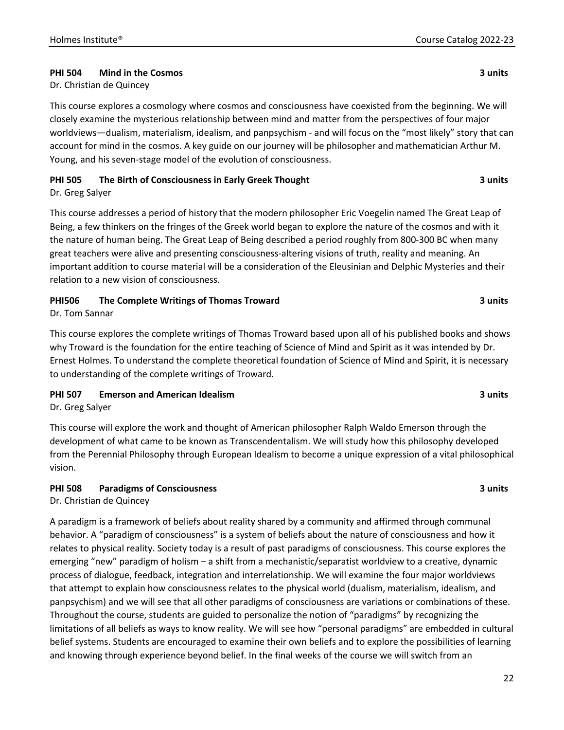### PHI 504 Mind in the Cosmos — 3 units

Dr. Christian de Quincey

This course explores a cosmology where cosmos and consciousness have coexisted from the beginning. We will closely examine the mysterious relationship between mind and matter from the perspectives of four major worldviews—dualism, materialism, idealism, and panpsychism - and will focus on the "most likely" story that can account for mind in the cosmos. A key guide on our journey will be philosopher and mathematician Arthur M. Young, and his seven-stage model of the evolution of consciousness.

### PHI 505 The Birth of Consciousness in Early Greek Thought — 3 units

Dr. Greg Salyer

This course addresses a period of history that the modern philosopher Eric Voegelin named The Great Leap of Being, a few thinkers on the fringes of the Greek world began to explore the nature of the cosmos and with it the nature of human being. The Great Leap of Being described a period roughly from 800-300 BC when many great teachers were alive and presenting consciousness-altering visions of truth, reality and meaning. An important addition to course material will be a consideration of the Eleusinian and Delphic Mysteries and their relation to a new vision of consciousness.

### PHI506 The Complete Writings of Thomas Troward — 3 units

Dr. Tom Sannar

This course explores the complete writings of Thomas Troward based upon all of his published books and shows why Troward is the foundation for the entire teaching of Science of Mind and Spirit as it was intended by Dr. Ernest Holmes. To understand the complete theoretical foundation of Science of Mind and Spirit, it is necessary to understanding of the complete writings of Troward.

### PHI 507 Emerson and American Idealism — 3 units

Dr. Greg Salyer

This course will explore the work and thought of American philosopher Ralph Waldo Emerson through the development of what came to be known as Transcendentalism. We will study how this philosophy developed from the Perennial Philosophy through European Idealism to become a unique expression of a vital philosophical vision.

### PHI 508 Paradigms of Consciousness — 3 units

Dr. Christian de Quincey

A paradigm is a framework of beliefs about reality shared by a community and affirmed through communal behavior. A "paradigm of consciousness" is a system of beliefs about the nature of consciousness and how it relates to physical reality. Society today is a result of past paradigms of consciousness. This course explores the emerging "new" paradigm of holism – a shift from a mechanistic/separatist worldview to a creative, dynamic process of dialogue, feedback, integration and interrelationship. We will examine the four major worldviews that attempt to explain how consciousness relates to the physical world (dualism, materialism, idealism, and panpsychism) and we will see that all other paradigms of consciousness are variations or combinations of these. Throughout the course, students are guided to personalize the notion of "paradigms" by recognizing the limitations of all beliefs as ways to know reality. We will see how "personal paradigms" are embedded in cultural belief systems. Students are encouraged to examine their own beliefs and to explore the possibilities of learning and knowing through experience beyond belief. In the final weeks of the course we will switch from an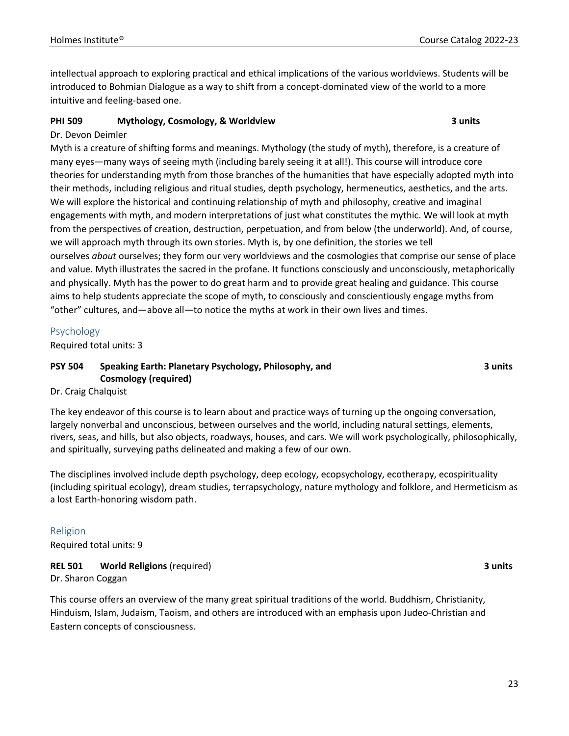intellectual approach to exploring practical and ethical implications of the various worldviews. Students will be introduced to Bohmian Dialogue as a way to shift from a concept-dominated view of the world to a more intuitive and feeling-based one.

**PHI 509 Mythology, Cosmology, & Worldview** **3 units**

Dr. Devon Deimler

Myth is a creature of shifting forms and meanings. Mythology (the study of myth), therefore, is a creature of many eyes—many ways of seeing myth (including barely seeing it at all!). This course will introduce core theories for understanding myth from those branches of the humanities that have especially adopted myth into their methods, including religious and ritual studies, depth psychology, hermeneutics, aesthetics, and the arts. We will explore the historical and continuing relationship of myth and philosophy, creative and imaginal engagements with myth, and modern interpretations of just what constitutes the mythic. We will look at myth from the perspectives of creation, destruction, perpetuation, and from below (the underworld). And, of course, we will approach myth through its own stories. Myth is, by one definition, the stories we tell ourselves *about* ourselves; they form our very worldviews and the cosmologies that comprise our sense of place and value. Myth illustrates the sacred in the profane. It functions consciously and unconsciously, metaphorically and physically. Myth has the power to do great harm and to provide great healing and guidance. This course aims to help students appreciate the scope of myth, to consciously and conscientiously engage myths from "other" cultures, and—above all—to notice the myths at work in their own lives and times.

## Psychology

Required total units: 3

**PSY 504 Speaking Earth: Planetary Psychology, Philosophy, and Cosmology (required)** **3 units**

Dr. Craig Chalquist

The key endeavor of this course is to learn about and practice ways of turning up the ongoing conversation, largely nonverbal and unconscious, between ourselves and the world, including natural settings, elements, rivers, seas, and hills, but also objects, roadways, houses, and cars. We will work psychologically, philosophically, and spiritually, surveying paths delineated and making a few of our own.

The disciplines involved include depth psychology, deep ecology, ecopsychology, ecotherapy, ecospirituality (including spiritual ecology), dream studies, terrapsychology, nature mythology and folklore, and Hermeticism as a lost Earth-honoring wisdom path.

## Religion

Required total units: 9

**REL 501 World Religions** (required) **3 units**

Dr. Sharon Coggan

This course offers an overview of the many great spiritual traditions of the world. Buddhism, Christianity, Hinduism, Islam, Judaism, Taoism, and others are introduced with an emphasis upon Judeo-Christian and Eastern concepts of consciousness.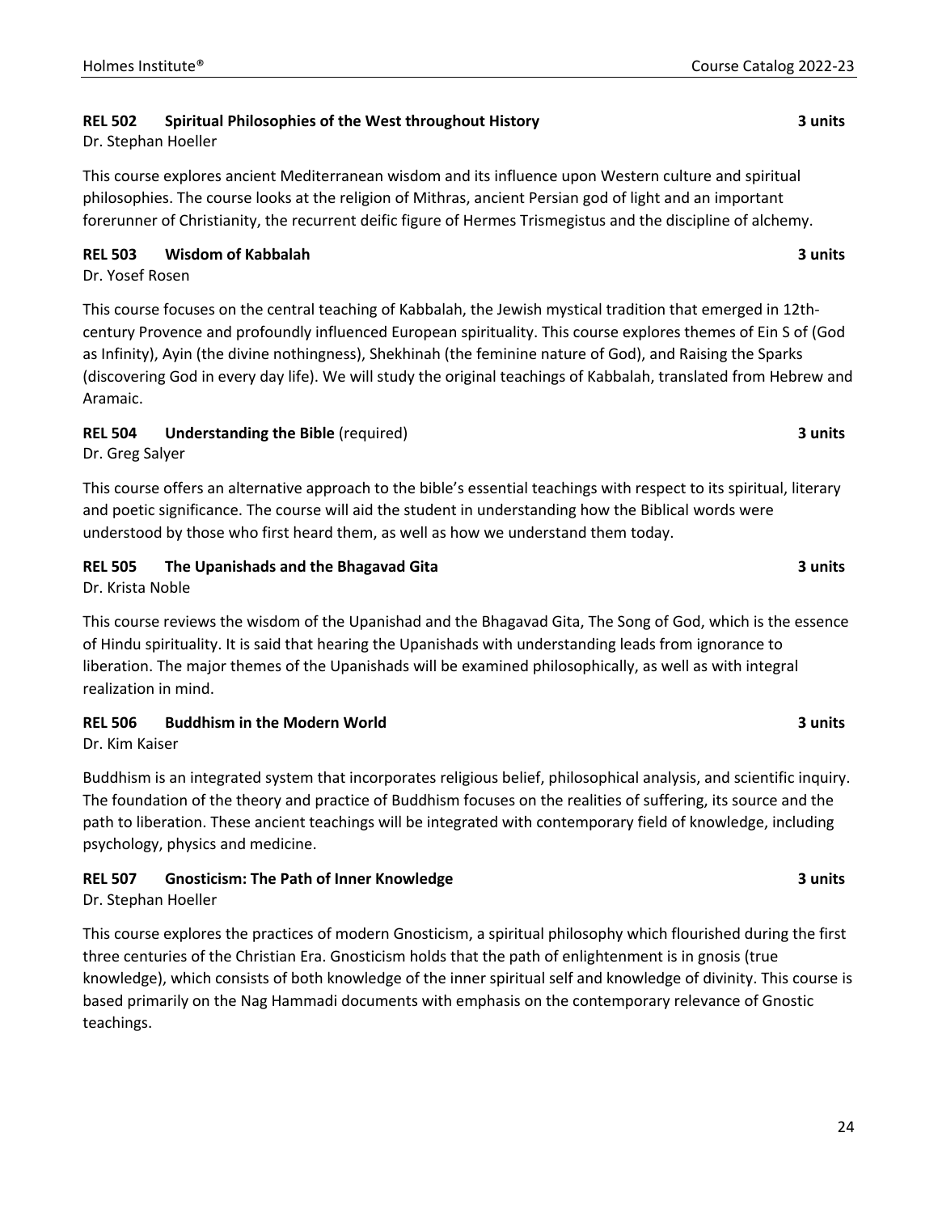**REL 502 Spiritual Philosophies of the West throughout History** **3 units**

Dr. Stephan Hoeller

This course explores ancient Mediterranean wisdom and its influence upon Western culture and spiritual philosophies. The course looks at the religion of Mithras, ancient Persian god of light and an important forerunner of Christianity, the recurrent deific figure of Hermes Trismegistus and the discipline of alchemy.

**REL 503 Wisdom of Kabbalah** **3 units**

Dr. Yosef Rosen

This course focuses on the central teaching of Kabbalah, the Jewish mystical tradition that emerged in 12th-century Provence and profoundly influenced European spirituality. This course explores themes of Ein S of (God as Infinity), Ayin (the divine nothingness), Shekhinah (the feminine nature of God), and Raising the Sparks (discovering God in every day life). We will study the original teachings of Kabbalah, translated from Hebrew and Aramaic.

**REL 504 Understanding the Bible** (required) **3 units**

Dr. Greg Salyer

This course offers an alternative approach to the bible's essential teachings with respect to its spiritual, literary and poetic significance. The course will aid the student in understanding how the Biblical words were understood by those who first heard them, as well as how we understand them today.

**REL 505 The Upanishads and the Bhagavad Gita** **3 units**

Dr. Krista Noble

This course reviews the wisdom of the Upanishad and the Bhagavad Gita, The Song of God, which is the essence of Hindu spirituality. It is said that hearing the Upanishads with understanding leads from ignorance to liberation. The major themes of the Upanishads will be examined philosophically, as well as with integral realization in mind.

**REL 506 Buddhism in the Modern World** **3 units**

Dr. Kim Kaiser

Buddhism is an integrated system that incorporates religious belief, philosophical analysis, and scientific inquiry. The foundation of the theory and practice of Buddhism focuses on the realities of suffering, its source and the path to liberation. These ancient teachings will be integrated with contemporary field of knowledge, including psychology, physics and medicine.

**REL 507 Gnosticism: The Path of Inner Knowledge** **3 units**

Dr. Stephan Hoeller

This course explores the practices of modern Gnosticism, a spiritual philosophy which flourished during the first three centuries of the Christian Era. Gnosticism holds that the path of enlightenment is in gnosis (true knowledge), which consists of both knowledge of the inner spiritual self and knowledge of divinity. This course is based primarily on the Nag Hammadi documents with emphasis on the contemporary relevance of Gnostic teachings.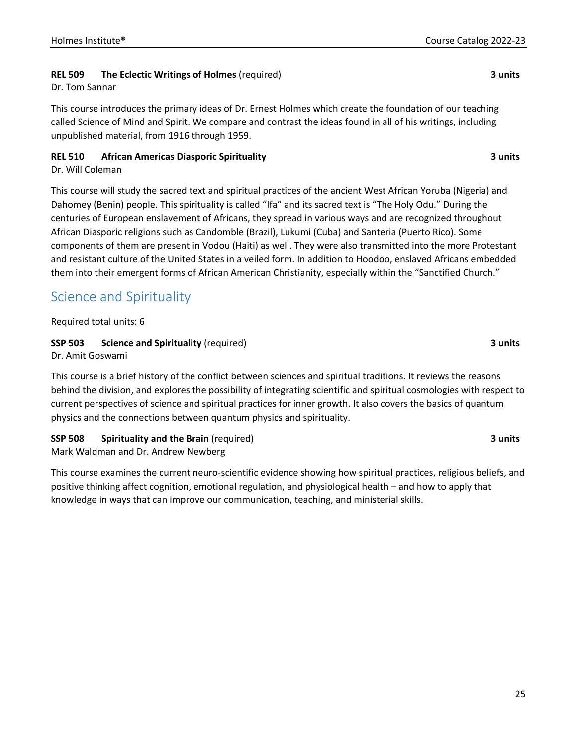**REL 509 The Eclectic Writings of Holmes** (required) **3 units**

Dr. Tom Sannar

This course introduces the primary ideas of Dr. Ernest Holmes which create the foundation of our teaching called Science of Mind and Spirit. We compare and contrast the ideas found in all of his writings, including unpublished material, from 1916 through 1959.

**REL 510 African Americas Diasporic Spirituality** **3 units**

Dr. Will Coleman

This course will study the sacred text and spiritual practices of the ancient West African Yoruba (Nigeria) and Dahomey (Benin) people. This spirituality is called "Ifa" and its sacred text is "The Holy Odu." During the centuries of European enslavement of Africans, they spread in various ways and are recognized throughout African Diasporic religions such as Candomble (Brazil), Lukumi (Cuba) and Santeria (Puerto Rico). Some components of them are present in Vodou (Haiti) as well. They were also transmitted into the more Protestant and resistant culture of the United States in a veiled form. In addition to Hoodoo, enslaved Africans embedded them into their emergent forms of African American Christianity, especially within the "Sanctified Church."

## Science and Spirituality

Required total units: 6

**SSP 503 Science and Spirituality** (required) **3 units**

Dr. Amit Goswami

This course is a brief history of the conflict between sciences and spiritual traditions. It reviews the reasons behind the division, and explores the possibility of integrating scientific and spiritual cosmologies with respect to current perspectives of science and spiritual practices for inner growth. It also covers the basics of quantum physics and the connections between quantum physics and spirituality.

**SSP 508 Spirituality and the Brain** (required) **3 units**

Mark Waldman and Dr. Andrew Newberg

This course examines the current neuro-scientific evidence showing how spiritual practices, religious beliefs, and positive thinking affect cognition, emotional regulation, and physiological health – and how to apply that knowledge in ways that can improve our communication, teaching, and ministerial skills.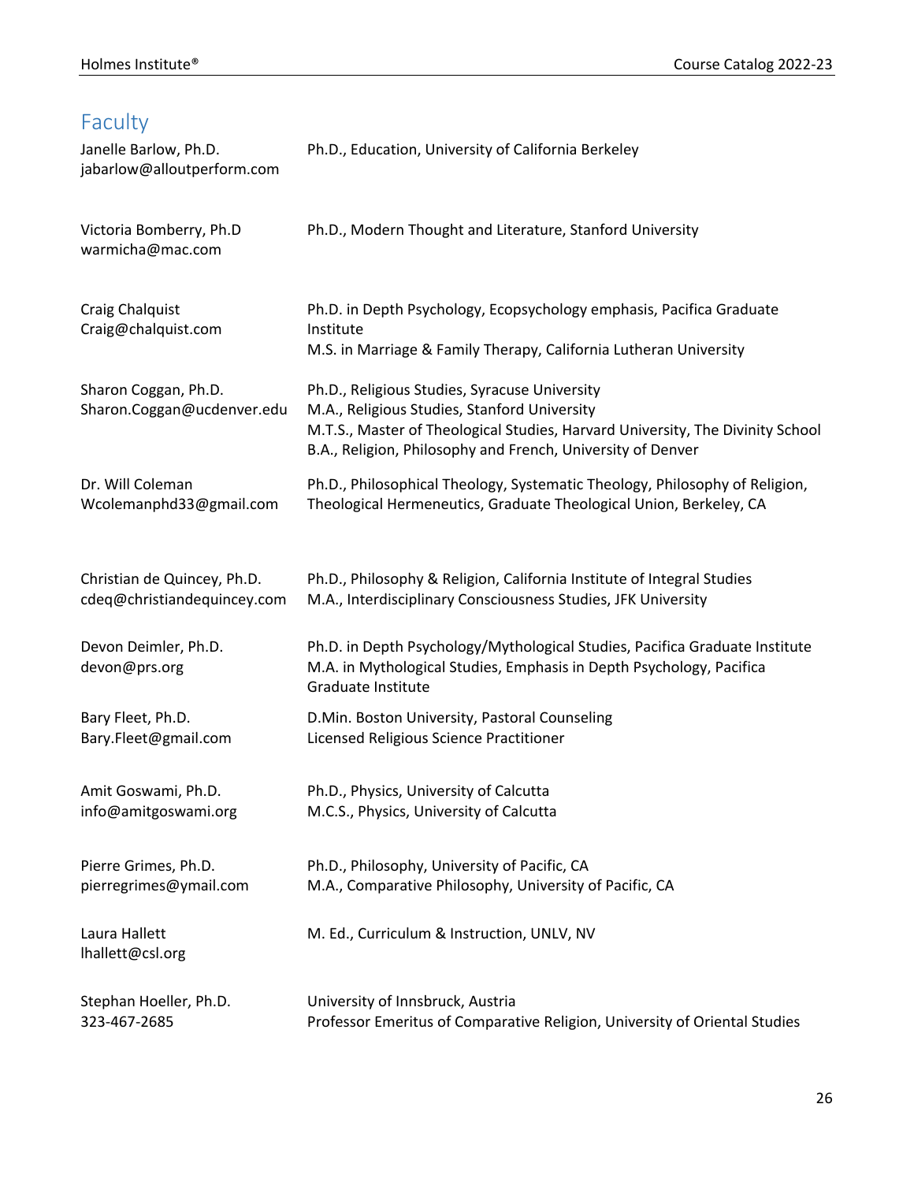## Faculty

| | |
|---|---|
| Janelle Barlow, Ph.D.<br>jabarlow@alloutperform.com | Ph.D., Education, University of California Berkeley |
| Victoria Bomberry, Ph.D<br>warmicha@mac.com | Ph.D., Modern Thought and Literature, Stanford University |
| Craig Chalquist<br>Craig@chalquist.com | Ph.D. in Depth Psychology, Ecopsychology emphasis, Pacifica Graduate Institute<br>M.S. in Marriage & Family Therapy, California Lutheran University |
| Sharon Coggan, Ph.D.<br>Sharon.Coggan@ucdenver.edu | Ph.D., Religious Studies, Syracuse University<br>M.A., Religious Studies, Stanford University<br>M.T.S., Master of Theological Studies, Harvard University, The Divinity School<br>B.A., Religion, Philosophy and French, University of Denver |
| Dr. Will Coleman<br>Wcolemanphd33@gmail.com | Ph.D., Philosophical Theology, Systematic Theology, Philosophy of Religion, Theological Hermeneutics, Graduate Theological Union, Berkeley, CA |
| Christian de Quincey, Ph.D.<br>cdeq@christiandequincey.com | Ph.D., Philosophy & Religion, California Institute of Integral Studies<br>M.A., Interdisciplinary Consciousness Studies, JFK University |
| Devon Deimler, Ph.D.<br>devon@prs.org | Ph.D. in Depth Psychology/Mythological Studies, Pacifica Graduate Institute<br>M.A. in Mythological Studies, Emphasis in Depth Psychology, Pacifica Graduate Institute |
| Bary Fleet, Ph.D.<br>Bary.Fleet@gmail.com | D.Min. Boston University, Pastoral Counseling<br>Licensed Religious Science Practitioner |
| Amit Goswami, Ph.D.<br>info@amitgoswami.org | Ph.D., Physics, University of Calcutta<br>M.C.S., Physics, University of Calcutta |
| Pierre Grimes, Ph.D.<br>pierregrimes@ymail.com | Ph.D., Philosophy, University of Pacific, CA<br>M.A., Comparative Philosophy, University of Pacific, CA |
| Laura Hallett<br>lhallett@csl.org | M. Ed., Curriculum & Instruction, UNLV, NV |
| Stephan Hoeller, Ph.D.<br>323-467-2685 | University of Innsbruck, Austria<br>Professor Emeritus of Comparative Religion, University of Oriental Studies |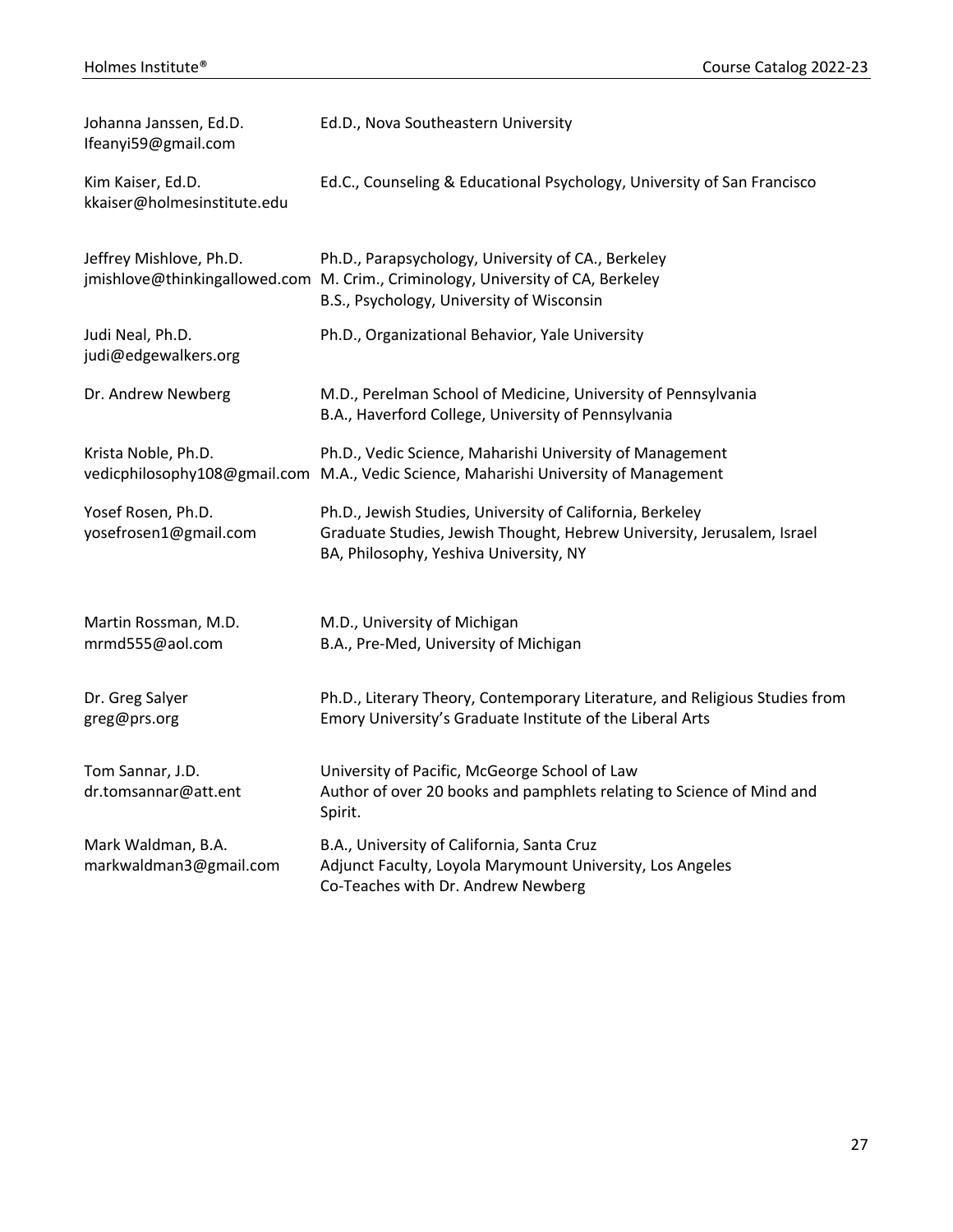| | |
|---|---|
| Johanna Janssen, Ed.D.<br>Ifeanyi59@gmail.com | Ed.D., Nova Southeastern University |
| Kim Kaiser, Ed.D.<br>kkaiser@holmesinstitute.edu | Ed.C., Counseling & Educational Psychology, University of San Francisco |
| Jeffrey Mishlove, Ph.D.<br>jmishlove@thinkingallowed.com | Ph.D., Parapsychology, University of CA., Berkeley<br>M. Crim., Criminology, University of CA, Berkeley<br>B.S., Psychology, University of Wisconsin |
| Judi Neal, Ph.D.<br>judi@edgewalkers.org | Ph.D., Organizational Behavior, Yale University |
| Dr. Andrew Newberg | M.D., Perelman School of Medicine, University of Pennsylvania<br>B.A., Haverford College, University of Pennsylvania |
| Krista Noble, Ph.D.<br>vedicphilosophy108@gmail.com | Ph.D., Vedic Science, Maharishi University of Management<br>M.A., Vedic Science, Maharishi University of Management |
| Yosef Rosen, Ph.D.<br>yosefrosen1@gmail.com | Ph.D., Jewish Studies, University of California, Berkeley<br>Graduate Studies, Jewish Thought, Hebrew University, Jerusalem, Israel<br>BA, Philosophy, Yeshiva University, NY |
| Martin Rossman, M.D.<br>mrmd555@aol.com | M.D., University of Michigan<br>B.A., Pre-Med, University of Michigan |
| Dr. Greg Salyer<br>greg@prs.org | Ph.D., Literary Theory, Contemporary Literature, and Religious Studies from Emory University's Graduate Institute of the Liberal Arts |
| Tom Sannar, J.D.<br>dr.tomsannar@att.ent | University of Pacific, McGeorge School of Law<br>Author of over 20 books and pamphlets relating to Science of Mind and Spirit. |
| Mark Waldman, B.A.<br>markwaldman3@gmail.com | B.A., University of California, Santa Cruz<br>Adjunct Faculty, Loyola Marymount University, Los Angeles<br>Co-Teaches with Dr. Andrew Newberg |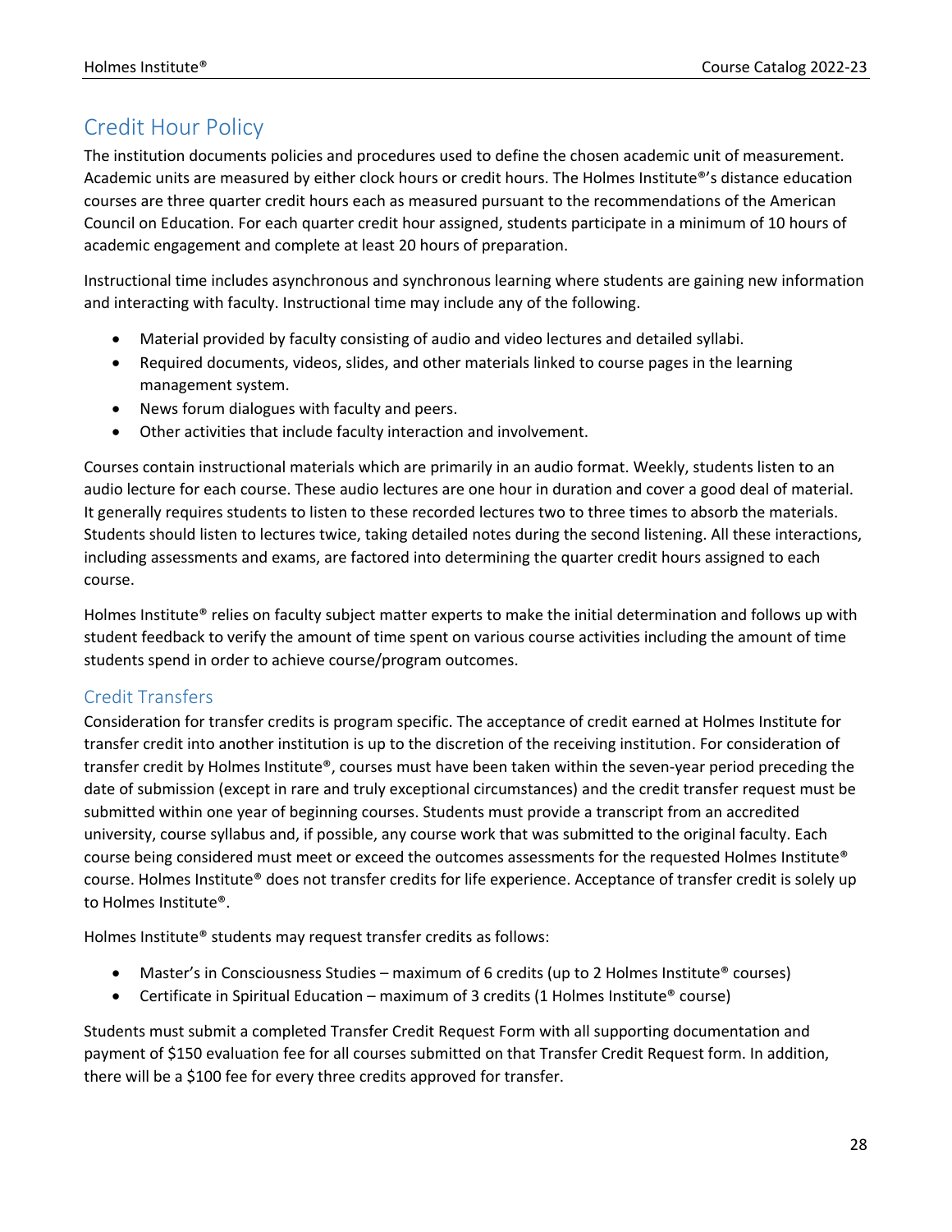## Credit Hour Policy

The institution documents policies and procedures used to define the chosen academic unit of measurement. Academic units are measured by either clock hours or credit hours. The Holmes Institute®'s distance education courses are three quarter credit hours each as measured pursuant to the recommendations of the American Council on Education. For each quarter credit hour assigned, students participate in a minimum of 10 hours of academic engagement and complete at least 20 hours of preparation.

Instructional time includes asynchronous and synchronous learning where students are gaining new information and interacting with faculty. Instructional time may include any of the following.

- Material provided by faculty consisting of audio and video lectures and detailed syllabi.
- Required documents, videos, slides, and other materials linked to course pages in the learning management system.
- News forum dialogues with faculty and peers.
- Other activities that include faculty interaction and involvement.

Courses contain instructional materials which are primarily in an audio format. Weekly, students listen to an audio lecture for each course. These audio lectures are one hour in duration and cover a good deal of material. It generally requires students to listen to these recorded lectures two to three times to absorb the materials. Students should listen to lectures twice, taking detailed notes during the second listening. All these interactions, including assessments and exams, are factored into determining the quarter credit hours assigned to each course.

Holmes Institute® relies on faculty subject matter experts to make the initial determination and follows up with student feedback to verify the amount of time spent on various course activities including the amount of time students spend in order to achieve course/program outcomes.

### Credit Transfers

Consideration for transfer credits is program specific. The acceptance of credit earned at Holmes Institute for transfer credit into another institution is up to the discretion of the receiving institution. For consideration of transfer credit by Holmes Institute®, courses must have been taken within the seven-year period preceding the date of submission (except in rare and truly exceptional circumstances) and the credit transfer request must be submitted within one year of beginning courses. Students must provide a transcript from an accredited university, course syllabus and, if possible, any course work that was submitted to the original faculty. Each course being considered must meet or exceed the outcomes assessments for the requested Holmes Institute® course. Holmes Institute® does not transfer credits for life experience. Acceptance of transfer credit is solely up to Holmes Institute®.

Holmes Institute® students may request transfer credits as follows:

- Master's in Consciousness Studies – maximum of 6 credits (up to 2 Holmes Institute® courses)
- Certificate in Spiritual Education – maximum of 3 credits (1 Holmes Institute® course)

Students must submit a completed Transfer Credit Request Form with all supporting documentation and payment of $150 evaluation fee for all courses submitted on that Transfer Credit Request form. In addition, there will be a $100 fee for every three credits approved for transfer.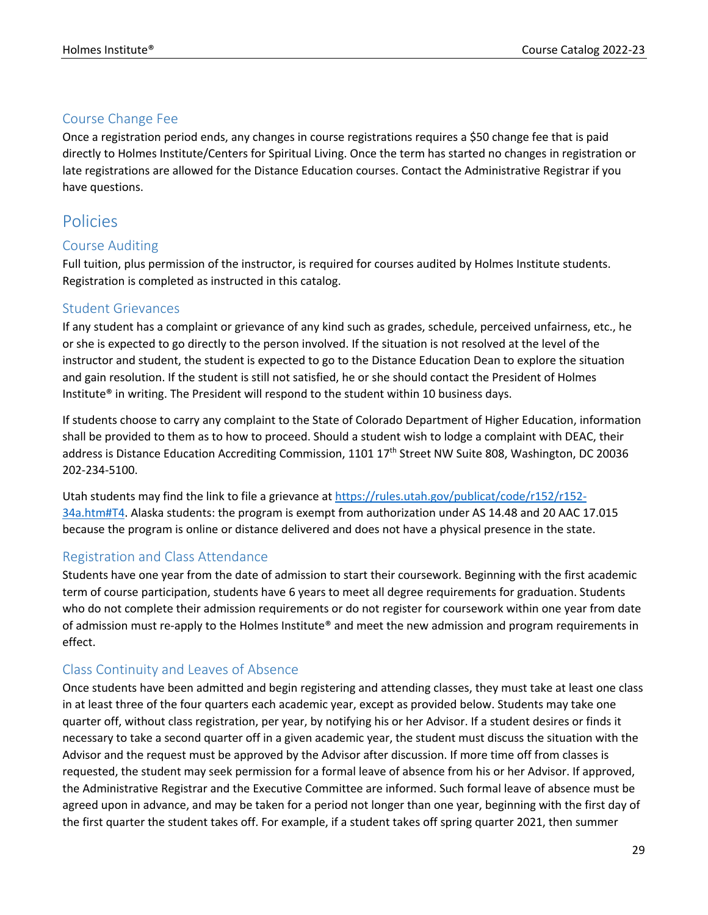### Course Change Fee

Once a registration period ends, any changes in course registrations requires a $50 change fee that is paid directly to Holmes Institute/Centers for Spiritual Living. Once the term has started no changes in registration or late registrations are allowed for the Distance Education courses. Contact the Administrative Registrar if you have questions.

## Policies

### Course Auditing

Full tuition, plus permission of the instructor, is required for courses audited by Holmes Institute students. Registration is completed as instructed in this catalog.

### Student Grievances

If any student has a complaint or grievance of any kind such as grades, schedule, perceived unfairness, etc., he or she is expected to go directly to the person involved. If the situation is not resolved at the level of the instructor and student, the student is expected to go to the Distance Education Dean to explore the situation and gain resolution. If the student is still not satisfied, he or she should contact the President of Holmes Institute® in writing. The President will respond to the student within 10 business days.

If students choose to carry any complaint to the State of Colorado Department of Higher Education, information shall be provided to them as to how to proceed. Should a student wish to lodge a complaint with DEAC, their address is Distance Education Accrediting Commission, 1101 17th Street NW Suite 808, Washington, DC 20036 202-234-5100.

Utah students may find the link to file a grievance at https://rules.utah.gov/publicat/code/r152/r152-34a.htm#T4. Alaska students: the program is exempt from authorization under AS 14.48 and 20 AAC 17.015 because the program is online or distance delivered and does not have a physical presence in the state.

### Registration and Class Attendance

Students have one year from the date of admission to start their coursework. Beginning with the first academic term of course participation, students have 6 years to meet all degree requirements for graduation. Students who do not complete their admission requirements or do not register for coursework within one year from date of admission must re-apply to the Holmes Institute® and meet the new admission and program requirements in effect.

### Class Continuity and Leaves of Absence

Once students have been admitted and begin registering and attending classes, they must take at least one class in at least three of the four quarters each academic year, except as provided below. Students may take one quarter off, without class registration, per year, by notifying his or her Advisor. If a student desires or finds it necessary to take a second quarter off in a given academic year, the student must discuss the situation with the Advisor and the request must be approved by the Advisor after discussion. If more time off from classes is requested, the student may seek permission for a formal leave of absence from his or her Advisor. If approved, the Administrative Registrar and the Executive Committee are informed. Such formal leave of absence must be agreed upon in advance, and may be taken for a period not longer than one year, beginning with the first day of the first quarter the student takes off. For example, if a student takes off spring quarter 2021, then summer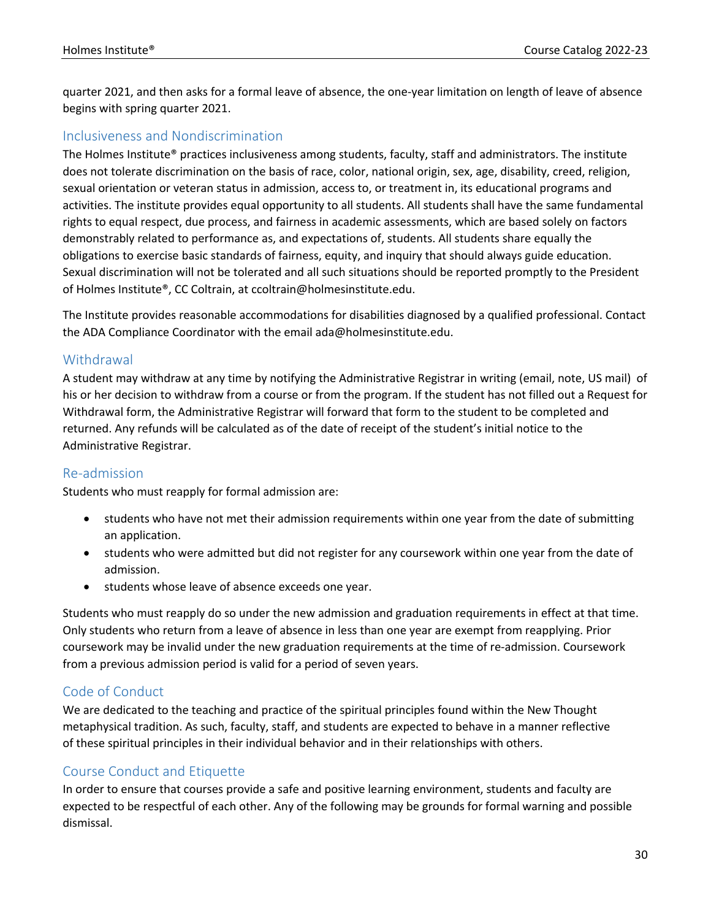quarter 2021, and then asks for a formal leave of absence, the one-year limitation on length of leave of absence begins with spring quarter 2021.

## Inclusiveness and Nondiscrimination

The Holmes Institute® practices inclusiveness among students, faculty, staff and administrators. The institute does not tolerate discrimination on the basis of race, color, national origin, sex, age, disability, creed, religion, sexual orientation or veteran status in admission, access to, or treatment in, its educational programs and activities. The institute provides equal opportunity to all students. All students shall have the same fundamental rights to equal respect, due process, and fairness in academic assessments, which are based solely on factors demonstrably related to performance as, and expectations of, students. All students share equally the obligations to exercise basic standards of fairness, equity, and inquiry that should always guide education. Sexual discrimination will not be tolerated and all such situations should be reported promptly to the President of Holmes Institute®, CC Coltrain, at ccoltrain@holmesinstitute.edu.

The Institute provides reasonable accommodations for disabilities diagnosed by a qualified professional. Contact the ADA Compliance Coordinator with the email ada@holmesinstitute.edu.

## Withdrawal

A student may withdraw at any time by notifying the Administrative Registrar in writing (email, note, US mail) of his or her decision to withdraw from a course or from the program. If the student has not filled out a Request for Withdrawal form, the Administrative Registrar will forward that form to the student to be completed and returned. Any refunds will be calculated as of the date of receipt of the student's initial notice to the Administrative Registrar.

## Re-admission

Students who must reapply for formal admission are:

- students who have not met their admission requirements within one year from the date of submitting an application.
- students who were admitted but did not register for any coursework within one year from the date of admission.
- students whose leave of absence exceeds one year.

Students who must reapply do so under the new admission and graduation requirements in effect at that time. Only students who return from a leave of absence in less than one year are exempt from reapplying. Prior coursework may be invalid under the new graduation requirements at the time of re-admission. Coursework from a previous admission period is valid for a period of seven years.

## Code of Conduct

We are dedicated to the teaching and practice of the spiritual principles found within the New Thought metaphysical tradition. As such, faculty, staff, and students are expected to behave in a manner reflective of these spiritual principles in their individual behavior and in their relationships with others.

## Course Conduct and Etiquette

In order to ensure that courses provide a safe and positive learning environment, students and faculty are expected to be respectful of each other. Any of the following may be grounds for formal warning and possible dismissal.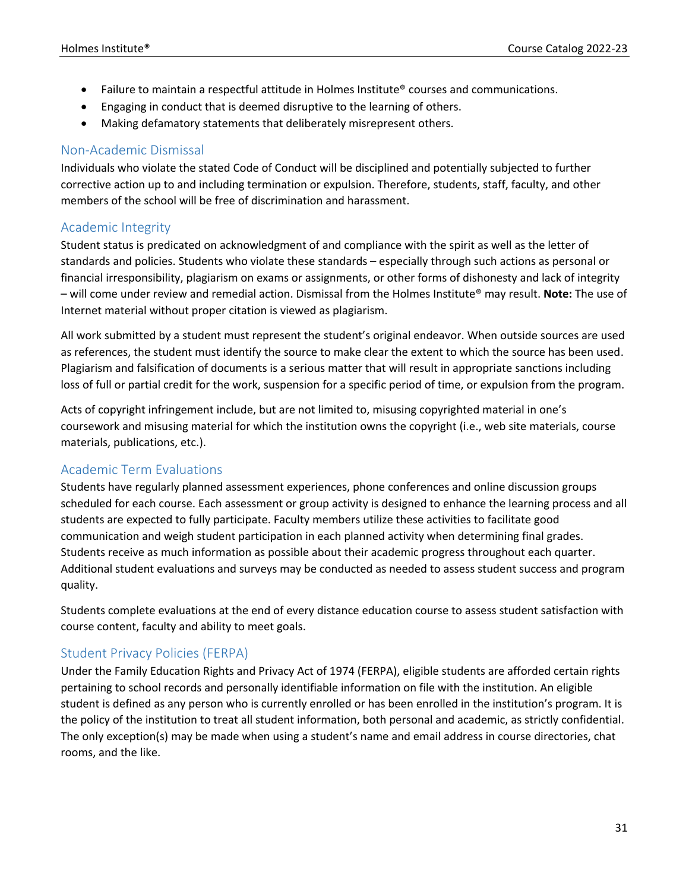- Failure to maintain a respectful attitude in Holmes Institute® courses and communications.
- Engaging in conduct that is deemed disruptive to the learning of others.
- Making defamatory statements that deliberately misrepresent others.

## Non-Academic Dismissal

Individuals who violate the stated Code of Conduct will be disciplined and potentially subjected to further corrective action up to and including termination or expulsion. Therefore, students, staff, faculty, and other members of the school will be free of discrimination and harassment.

## Academic Integrity

Student status is predicated on acknowledgment of and compliance with the spirit as well as the letter of standards and policies. Students who violate these standards – especially through such actions as personal or financial irresponsibility, plagiarism on exams or assignments, or other forms of dishonesty and lack of integrity – will come under review and remedial action. Dismissal from the Holmes Institute® may result. **Note:** The use of Internet material without proper citation is viewed as plagiarism.

All work submitted by a student must represent the student's original endeavor. When outside sources are used as references, the student must identify the source to make clear the extent to which the source has been used. Plagiarism and falsification of documents is a serious matter that will result in appropriate sanctions including loss of full or partial credit for the work, suspension for a specific period of time, or expulsion from the program.

Acts of copyright infringement include, but are not limited to, misusing copyrighted material in one's coursework and misusing material for which the institution owns the copyright (i.e., web site materials, course materials, publications, etc.).

## Academic Term Evaluations

Students have regularly planned assessment experiences, phone conferences and online discussion groups scheduled for each course. Each assessment or group activity is designed to enhance the learning process and all students are expected to fully participate. Faculty members utilize these activities to facilitate good communication and weigh student participation in each planned activity when determining final grades. Students receive as much information as possible about their academic progress throughout each quarter. Additional student evaluations and surveys may be conducted as needed to assess student success and program quality.

Students complete evaluations at the end of every distance education course to assess student satisfaction with course content, faculty and ability to meet goals.

## Student Privacy Policies (FERPA)

Under the Family Education Rights and Privacy Act of 1974 (FERPA), eligible students are afforded certain rights pertaining to school records and personally identifiable information on file with the institution. An eligible student is defined as any person who is currently enrolled or has been enrolled in the institution's program. It is the policy of the institution to treat all student information, both personal and academic, as strictly confidential. The only exception(s) may be made when using a student's name and email address in course directories, chat rooms, and the like.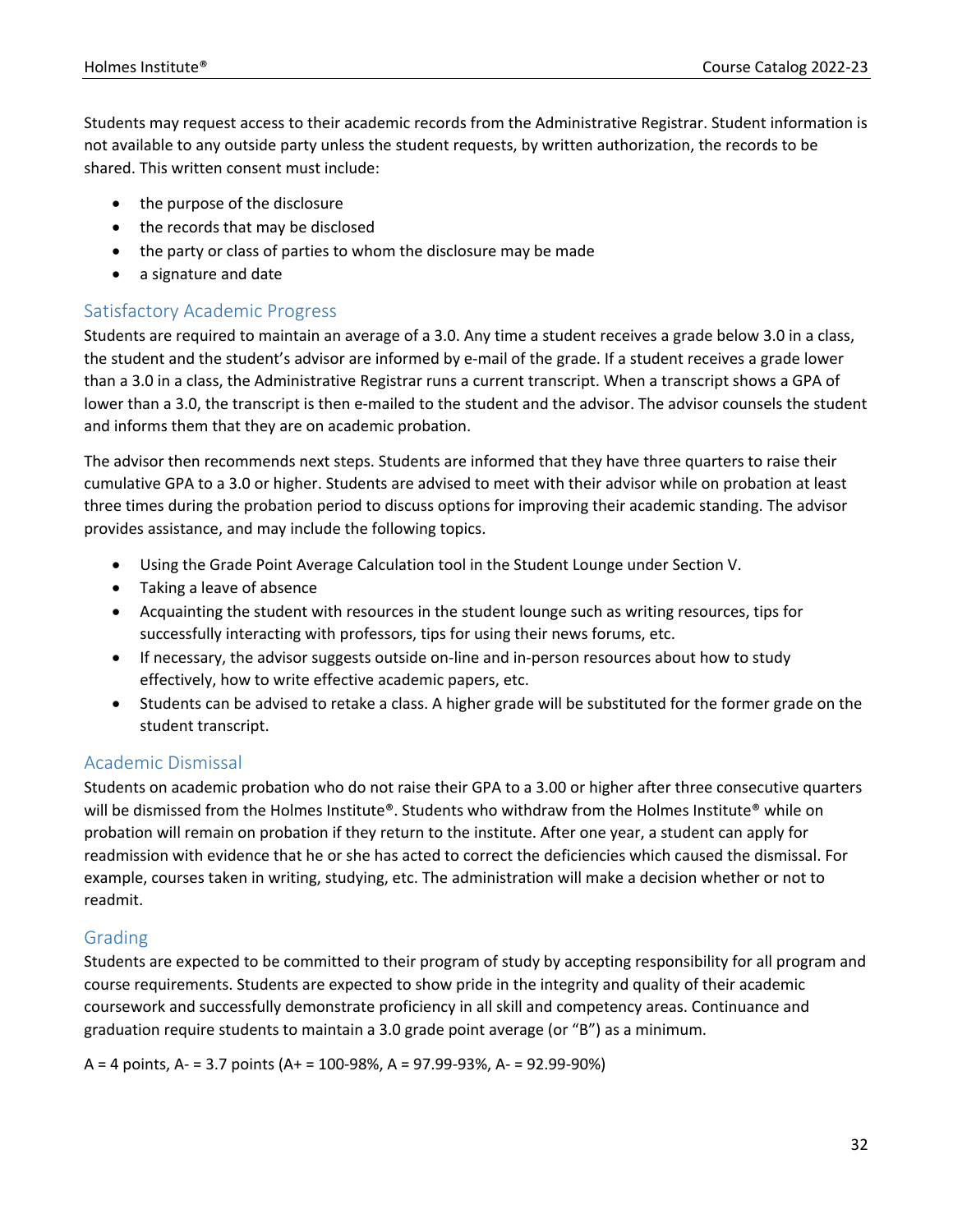Students may request access to their academic records from the Administrative Registrar. Student information is not available to any outside party unless the student requests, by written authorization, the records to be shared. This written consent must include:

- the purpose of the disclosure
- the records that may be disclosed
- the party or class of parties to whom the disclosure may be made
- a signature and date

## Satisfactory Academic Progress

Students are required to maintain an average of a 3.0. Any time a student receives a grade below 3.0 in a class, the student and the student's advisor are informed by e-mail of the grade. If a student receives a grade lower than a 3.0 in a class, the Administrative Registrar runs a current transcript. When a transcript shows a GPA of lower than a 3.0, the transcript is then e-mailed to the student and the advisor. The advisor counsels the student and informs them that they are on academic probation.

The advisor then recommends next steps. Students are informed that they have three quarters to raise their cumulative GPA to a 3.0 or higher. Students are advised to meet with their advisor while on probation at least three times during the probation period to discuss options for improving their academic standing. The advisor provides assistance, and may include the following topics.

- Using the Grade Point Average Calculation tool in the Student Lounge under Section V.
- Taking a leave of absence
- Acquainting the student with resources in the student lounge such as writing resources, tips for successfully interacting with professors, tips for using their news forums, etc.
- If necessary, the advisor suggests outside on-line and in-person resources about how to study effectively, how to write effective academic papers, etc.
- Students can be advised to retake a class. A higher grade will be substituted for the former grade on the student transcript.

## Academic Dismissal

Students on academic probation who do not raise their GPA to a 3.00 or higher after three consecutive quarters will be dismissed from the Holmes Institute®. Students who withdraw from the Holmes Institute® while on probation will remain on probation if they return to the institute. After one year, a student can apply for readmission with evidence that he or she has acted to correct the deficiencies which caused the dismissal. For example, courses taken in writing, studying, etc. The administration will make a decision whether or not to readmit.

## Grading

Students are expected to be committed to their program of study by accepting responsibility for all program and course requirements. Students are expected to show pride in the integrity and quality of their academic coursework and successfully demonstrate proficiency in all skill and competency areas. Continuance and graduation require students to maintain a 3.0 grade point average (or "B") as a minimum.

A = 4 points, A- = 3.7 points (A+ = 100-98%, A = 97.99-93%, A- = 92.99-90%)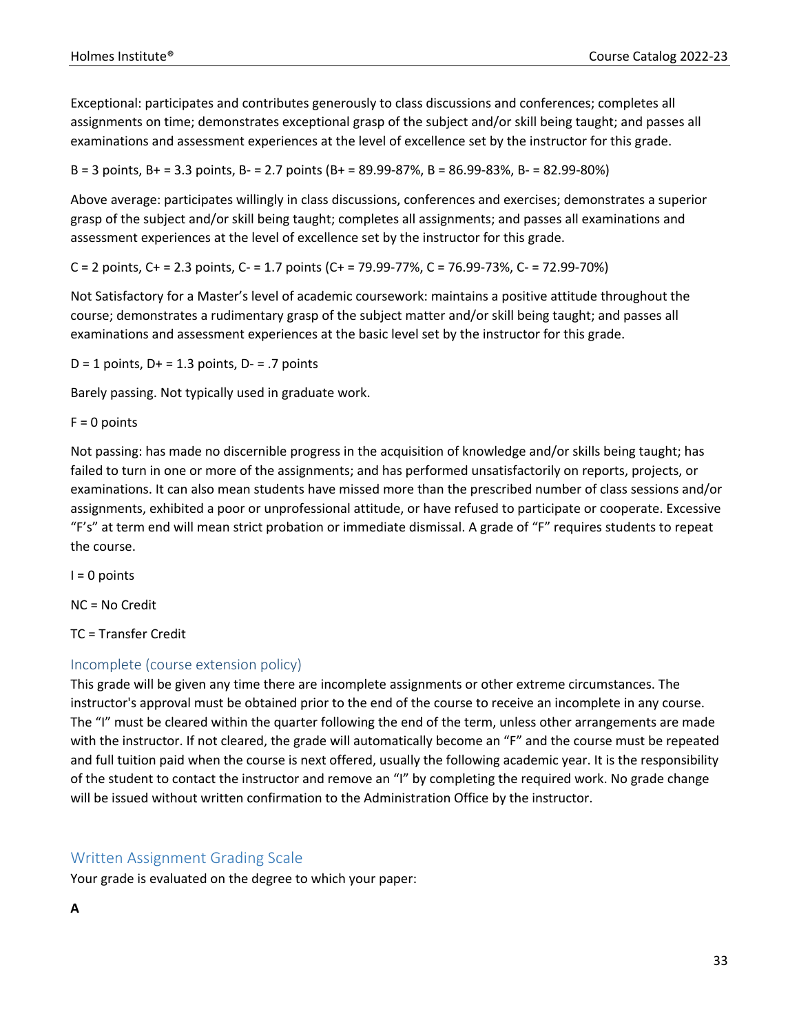Exceptional: participates and contributes generously to class discussions and conferences; completes all assignments on time; demonstrates exceptional grasp of the subject and/or skill being taught; and passes all examinations and assessment experiences at the level of excellence set by the instructor for this grade.

B = 3 points, B+ = 3.3 points, B- = 2.7 points (B+ = 89.99-87%, B = 86.99-83%, B- = 82.99-80%)

Above average: participates willingly in class discussions, conferences and exercises; demonstrates a superior grasp of the subject and/or skill being taught; completes all assignments; and passes all examinations and assessment experiences at the level of excellence set by the instructor for this grade.

C = 2 points, C+ = 2.3 points, C- = 1.7 points (C+ = 79.99-77%, C = 76.99-73%, C- = 72.99-70%)

Not Satisfactory for a Master's level of academic coursework: maintains a positive attitude throughout the course; demonstrates a rudimentary grasp of the subject matter and/or skill being taught; and passes all examinations and assessment experiences at the basic level set by the instructor for this grade.

D = 1 points, D+ = 1.3 points, D- = .7 points

Barely passing. Not typically used in graduate work.

F = 0 points

Not passing: has made no discernible progress in the acquisition of knowledge and/or skills being taught; has failed to turn in one or more of the assignments; and has performed unsatisfactorily on reports, projects, or examinations. It can also mean students have missed more than the prescribed number of class sessions and/or assignments, exhibited a poor or unprofessional attitude, or have refused to participate or cooperate. Excessive "F's" at term end will mean strict probation or immediate dismissal. A grade of "F" requires students to repeat the course.

I = 0 points

NC = No Credit

TC = Transfer Credit

## Incomplete (course extension policy)

This grade will be given any time there are incomplete assignments or other extreme circumstances. The instructor's approval must be obtained prior to the end of the course to receive an incomplete in any course. The "I" must be cleared within the quarter following the end of the term, unless other arrangements are made with the instructor. If not cleared, the grade will automatically become an "F" and the course must be repeated and full tuition paid when the course is next offered, usually the following academic year. It is the responsibility of the student to contact the instructor and remove an "I" by completing the required work. No grade change will be issued without written confirmation to the Administration Office by the instructor.

## Written Assignment Grading Scale

Your grade is evaluated on the degree to which your paper:

**A**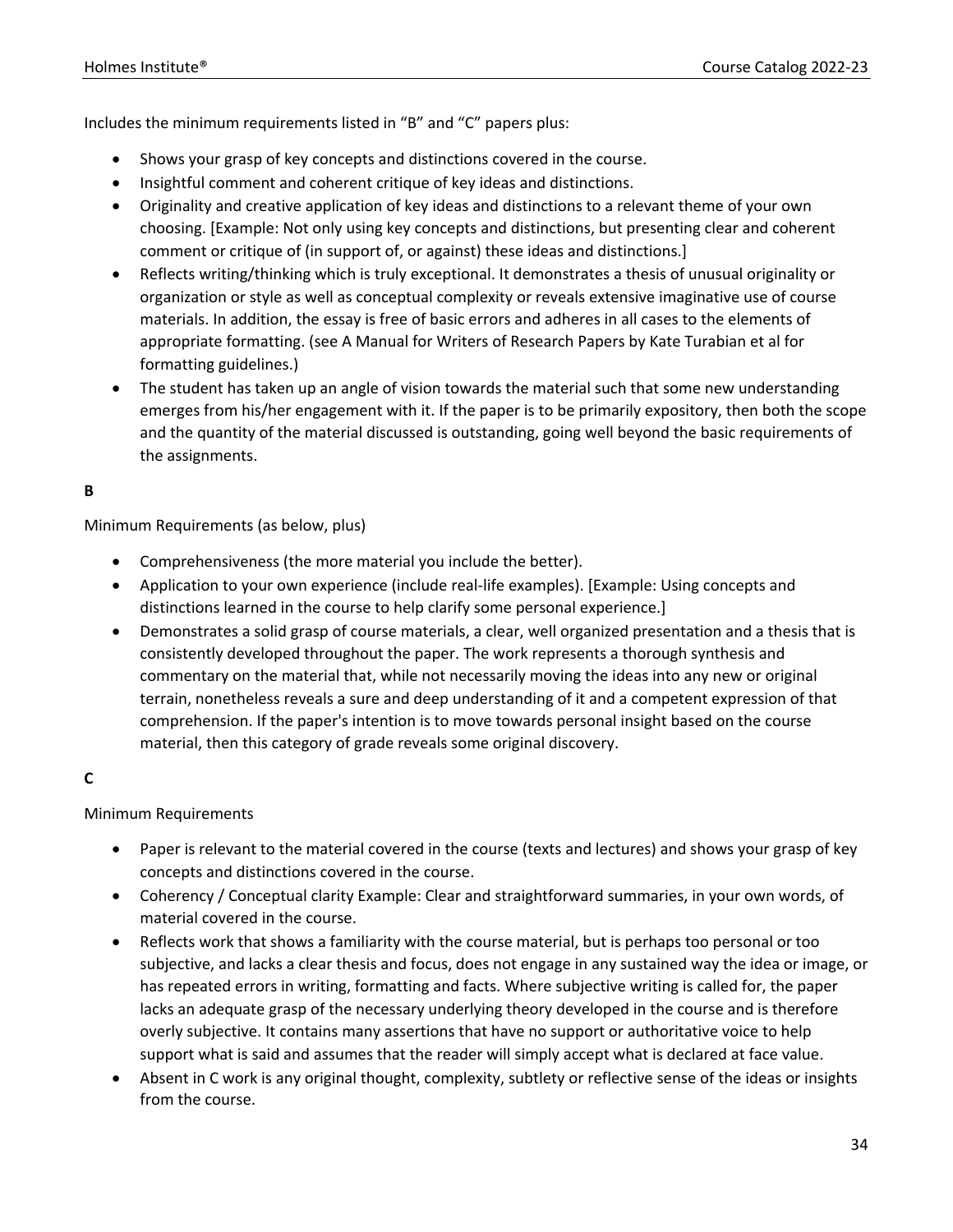Includes the minimum requirements listed in "B" and "C" papers plus:

- Shows your grasp of key concepts and distinctions covered in the course.
- Insightful comment and coherent critique of key ideas and distinctions.
- Originality and creative application of key ideas and distinctions to a relevant theme of your own choosing. [Example: Not only using key concepts and distinctions, but presenting clear and coherent comment or critique of (in support of, or against) these ideas and distinctions.]
- Reflects writing/thinking which is truly exceptional. It demonstrates a thesis of unusual originality or organization or style as well as conceptual complexity or reveals extensive imaginative use of course materials. In addition, the essay is free of basic errors and adheres in all cases to the elements of appropriate formatting. (see A Manual for Writers of Research Papers by Kate Turabian et al for formatting guidelines.)
- The student has taken up an angle of vision towards the material such that some new understanding emerges from his/her engagement with it. If the paper is to be primarily expository, then both the scope and the quantity of the material discussed is outstanding, going well beyond the basic requirements of the assignments.

**B**

Minimum Requirements (as below, plus)

- Comprehensiveness (the more material you include the better).
- Application to your own experience (include real-life examples). [Example: Using concepts and distinctions learned in the course to help clarify some personal experience.]
- Demonstrates a solid grasp of course materials, a clear, well organized presentation and a thesis that is consistently developed throughout the paper. The work represents a thorough synthesis and commentary on the material that, while not necessarily moving the ideas into any new or original terrain, nonetheless reveals a sure and deep understanding of it and a competent expression of that comprehension. If the paper's intention is to move towards personal insight based on the course material, then this category of grade reveals some original discovery.

**C**

Minimum Requirements

- Paper is relevant to the material covered in the course (texts and lectures) and shows your grasp of key concepts and distinctions covered in the course.
- Coherency / Conceptual clarity Example: Clear and straightforward summaries, in your own words, of material covered in the course.
- Reflects work that shows a familiarity with the course material, but is perhaps too personal or too subjective, and lacks a clear thesis and focus, does not engage in any sustained way the idea or image, or has repeated errors in writing, formatting and facts. Where subjective writing is called for, the paper lacks an adequate grasp of the necessary underlying theory developed in the course and is therefore overly subjective. It contains many assertions that have no support or authoritative voice to help support what is said and assumes that the reader will simply accept what is declared at face value.
- Absent in C work is any original thought, complexity, subtlety or reflective sense of the ideas or insights from the course.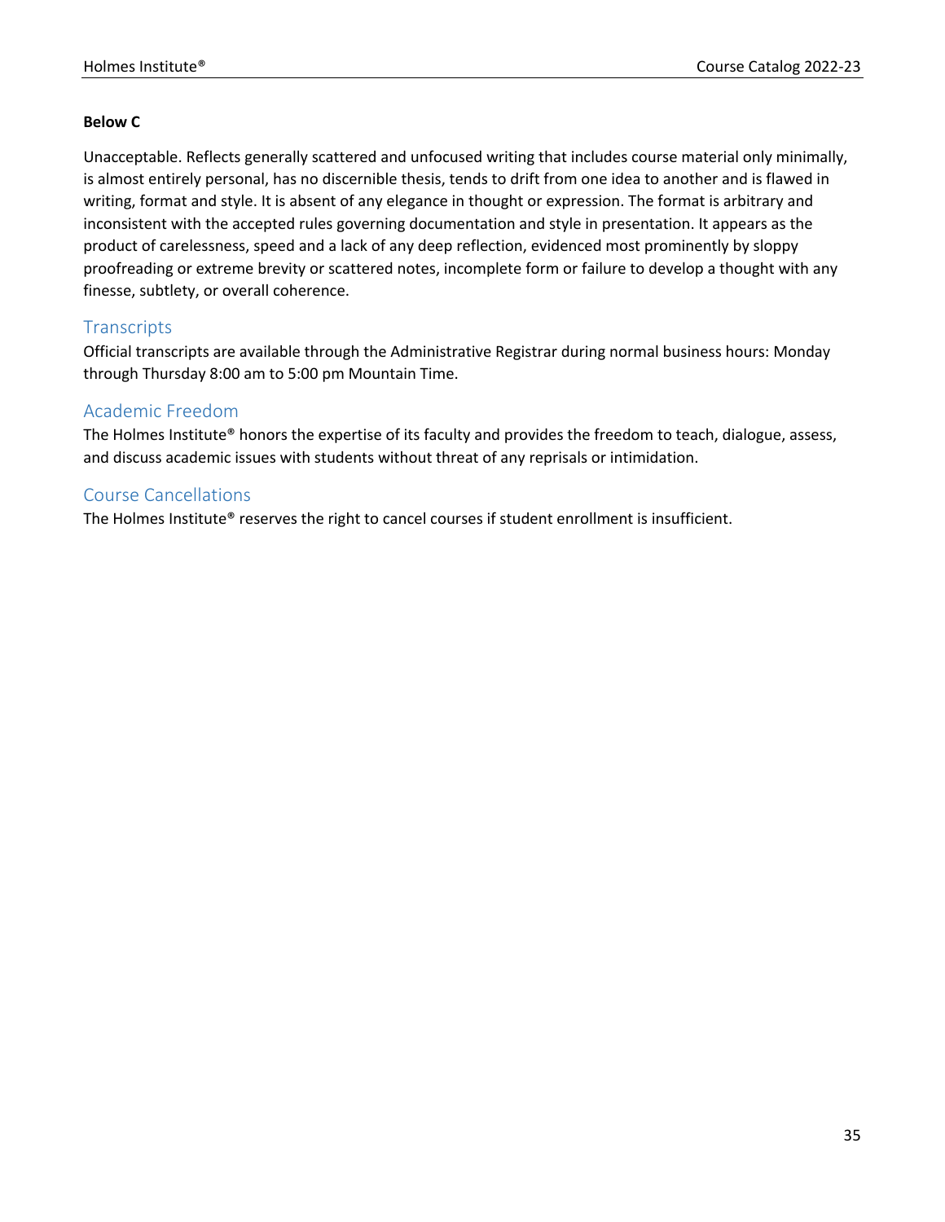**Below C**

Unacceptable. Reflects generally scattered and unfocused writing that includes course material only minimally, is almost entirely personal, has no discernible thesis, tends to drift from one idea to another and is flawed in writing, format and style. It is absent of any elegance in thought or expression. The format is arbitrary and inconsistent with the accepted rules governing documentation and style in presentation. It appears as the product of carelessness, speed and a lack of any deep reflection, evidenced most prominently by sloppy proofreading or extreme brevity or scattered notes, incomplete form or failure to develop a thought with any finesse, subtlety, or overall coherence.

## Transcripts

Official transcripts are available through the Administrative Registrar during normal business hours: Monday through Thursday 8:00 am to 5:00 pm Mountain Time.

## Academic Freedom

The Holmes Institute® honors the expertise of its faculty and provides the freedom to teach, dialogue, assess, and discuss academic issues with students without threat of any reprisals or intimidation.

## Course Cancellations

The Holmes Institute® reserves the right to cancel courses if student enrollment is insufficient.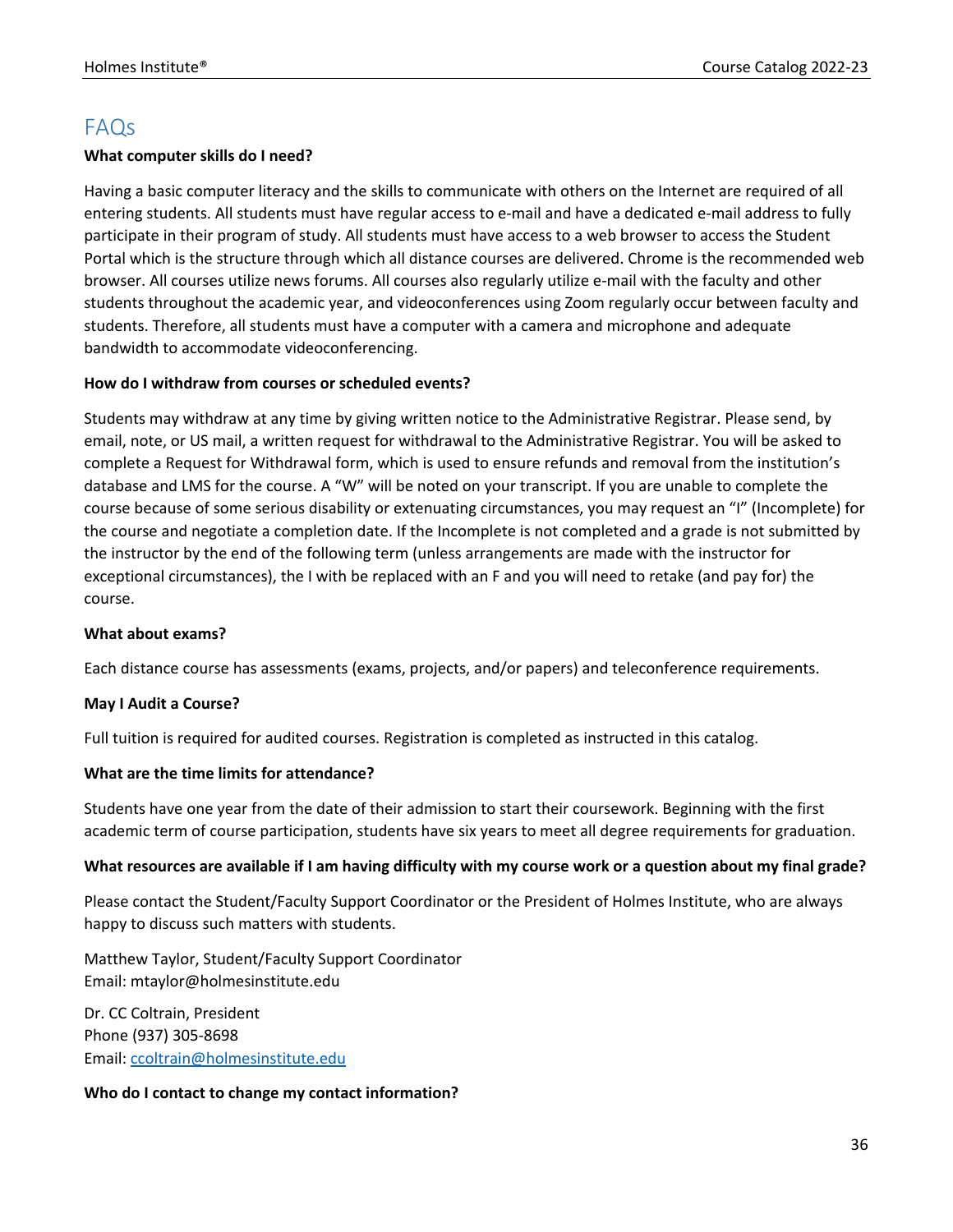## FAQs

**What computer skills do I need?**

Having a basic computer literacy and the skills to communicate with others on the Internet are required of all entering students. All students must have regular access to e-mail and have a dedicated e-mail address to fully participate in their program of study. All students must have access to a web browser to access the Student Portal which is the structure through which all distance courses are delivered. Chrome is the recommended web browser. All courses utilize news forums. All courses also regularly utilize e-mail with the faculty and other students throughout the academic year, and videoconferences using Zoom regularly occur between faculty and students. Therefore, all students must have a computer with a camera and microphone and adequate bandwidth to accommodate videoconferencing.

**How do I withdraw from courses or scheduled events?**

Students may withdraw at any time by giving written notice to the Administrative Registrar. Please send, by email, note, or US mail, a written request for withdrawal to the Administrative Registrar. You will be asked to complete a Request for Withdrawal form, which is used to ensure refunds and removal from the institution's database and LMS for the course. A "W" will be noted on your transcript. If you are unable to complete the course because of some serious disability or extenuating circumstances, you may request an "I" (Incomplete) for the course and negotiate a completion date. If the Incomplete is not completed and a grade is not submitted by the instructor by the end of the following term (unless arrangements are made with the instructor for exceptional circumstances), the I with be replaced with an F and you will need to retake (and pay for) the course.

**What about exams?**

Each distance course has assessments (exams, projects, and/or papers) and teleconference requirements.

**May I Audit a Course?**

Full tuition is required for audited courses. Registration is completed as instructed in this catalog.

**What are the time limits for attendance?**

Students have one year from the date of their admission to start their coursework. Beginning with the first academic term of course participation, students have six years to meet all degree requirements for graduation.

**What resources are available if I am having difficulty with my course work or a question about my final grade?**

Please contact the Student/Faculty Support Coordinator or the President of Holmes Institute, who are always happy to discuss such matters with students.

Matthew Taylor, Student/Faculty Support Coordinator
Email: mtaylor@holmesinstitute.edu

Dr. CC Coltrain, President
Phone (937) 305-8698
Email: ccoltrain@holmesinstitute.edu

**Who do I contact to change my contact information?**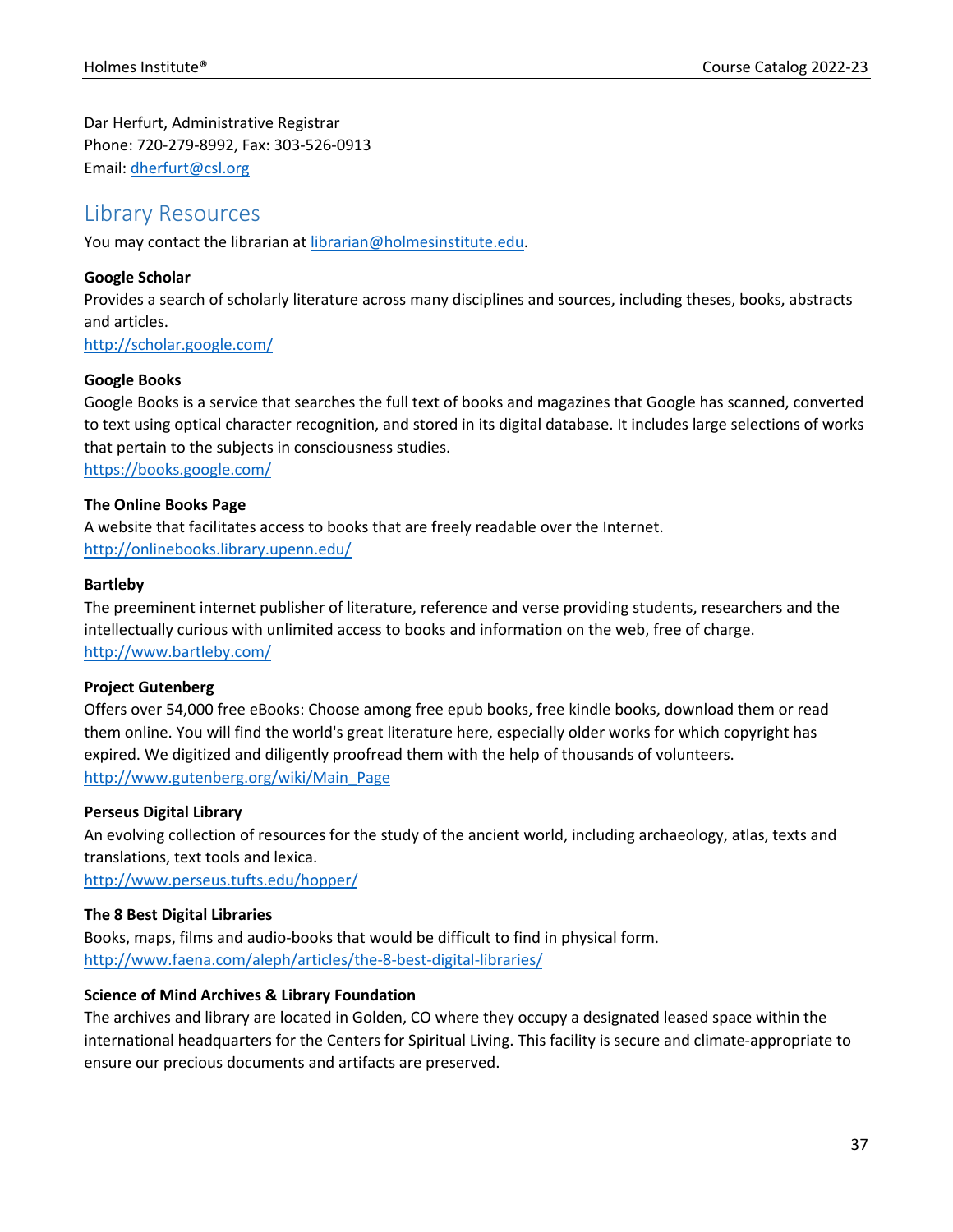Dar Herfurt, Administrative Registrar
Phone: 720-279-8992, Fax: 303-526-0913
Email: dherfurt@csl.org

## Library Resources

You may contact the librarian at librarian@holmesinstitute.edu.

**Google Scholar**
Provides a search of scholarly literature across many disciplines and sources, including theses, books, abstracts and articles.
http://scholar.google.com/

**Google Books**
Google Books is a service that searches the full text of books and magazines that Google has scanned, converted to text using optical character recognition, and stored in its digital database. It includes large selections of works that pertain to the subjects in consciousness studies.
https://books.google.com/

**The Online Books Page**
A website that facilitates access to books that are freely readable over the Internet.
http://onlinebooks.library.upenn.edu/

**Bartleby**
The preeminent internet publisher of literature, reference and verse providing students, researchers and the intellectually curious with unlimited access to books and information on the web, free of charge.
http://www.bartleby.com/

**Project Gutenberg**
Offers over 54,000 free eBooks: Choose among free epub books, free kindle books, download them or read them online. You will find the world's great literature here, especially older works for which copyright has expired. We digitized and diligently proofread them with the help of thousands of volunteers.
http://www.gutenberg.org/wiki/Main_Page

**Perseus Digital Library**
An evolving collection of resources for the study of the ancient world, including archaeology, atlas, texts and translations, text tools and lexica.
http://www.perseus.tufts.edu/hopper/

**The 8 Best Digital Libraries**
Books, maps, films and audio-books that would be difficult to find in physical form.
http://www.faena.com/aleph/articles/the-8-best-digital-libraries/

**Science of Mind Archives & Library Foundation**
The archives and library are located in Golden, CO where they occupy a designated leased space within the international headquarters for the Centers for Spiritual Living. This facility is secure and climate-appropriate to ensure our precious documents and artifacts are preserved.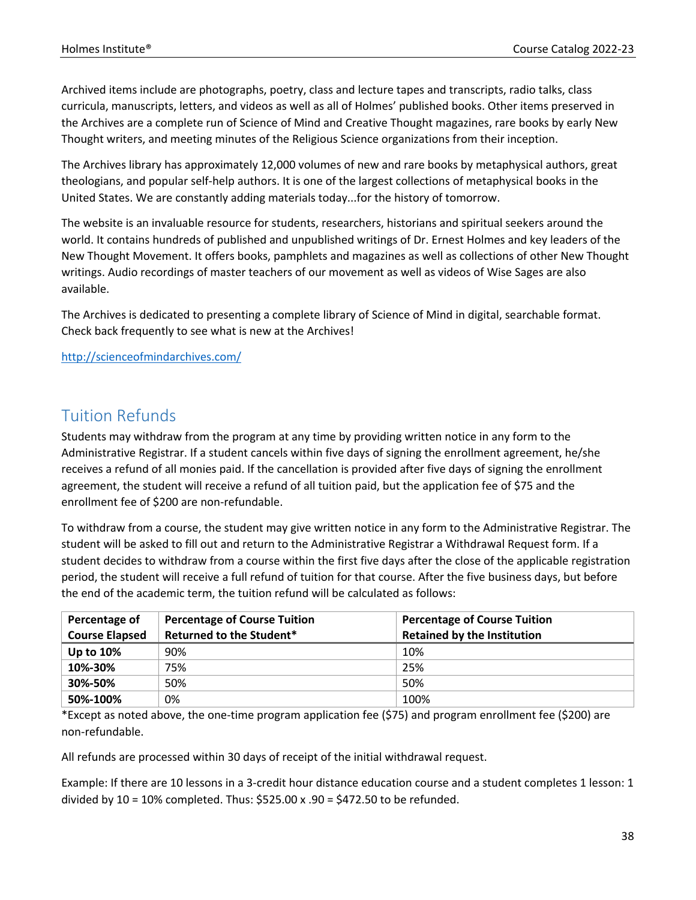Archived items include are photographs, poetry, class and lecture tapes and transcripts, radio talks, class curricula, manuscripts, letters, and videos as well as all of Holmes' published books. Other items preserved in the Archives are a complete run of Science of Mind and Creative Thought magazines, rare books by early New Thought writers, and meeting minutes of the Religious Science organizations from their inception.

The Archives library has approximately 12,000 volumes of new and rare books by metaphysical authors, great theologians, and popular self-help authors. It is one of the largest collections of metaphysical books in the United States. We are constantly adding materials today...for the history of tomorrow.

The website is an invaluable resource for students, researchers, historians and spiritual seekers around the world. It contains hundreds of published and unpublished writings of Dr. Ernest Holmes and key leaders of the New Thought Movement. It offers books, pamphlets and magazines as well as collections of other New Thought writings. Audio recordings of master teachers of our movement as well as videos of Wise Sages are also available.

The Archives is dedicated to presenting a complete library of Science of Mind in digital, searchable format. Check back frequently to see what is new at the Archives!

http://scienceofmindarchives.com/

## Tuition Refunds

Students may withdraw from the program at any time by providing written notice in any form to the Administrative Registrar. If a student cancels within five days of signing the enrollment agreement, he/she receives a refund of all monies paid. If the cancellation is provided after five days of signing the enrollment agreement, the student will receive a refund of all tuition paid, but the application fee of $75 and the enrollment fee of $200 are non-refundable.

To withdraw from a course, the student may give written notice in any form to the Administrative Registrar. The student will be asked to fill out and return to the Administrative Registrar a Withdrawal Request form. If a student decides to withdraw from a course within the first five days after the close of the applicable registration period, the student will receive a full refund of tuition for that course. After the five business days, but before the end of the academic term, the tuition refund will be calculated as follows:

| Percentage of Course Elapsed | Percentage of Course Tuition Returned to the Student* | Percentage of Course Tuition Retained by the Institution |
|---|---|---|
| **Up to 10%** | 90% | 10% |
| **10%-30%** | 75% | 25% |
| **30%-50%** | 50% | 50% |
| **50%-100%** | 0% | 100% |

*Except as noted above, the one-time program application fee ($75) and program enrollment fee ($200) are non-refundable.

All refunds are processed within 30 days of receipt of the initial withdrawal request.

Example: If there are 10 lessons in a 3-credit hour distance education course and a student completes 1 lesson: 1 divided by 10 = 10% completed. Thus: $525.00 x .90 = $472.50 to be refunded.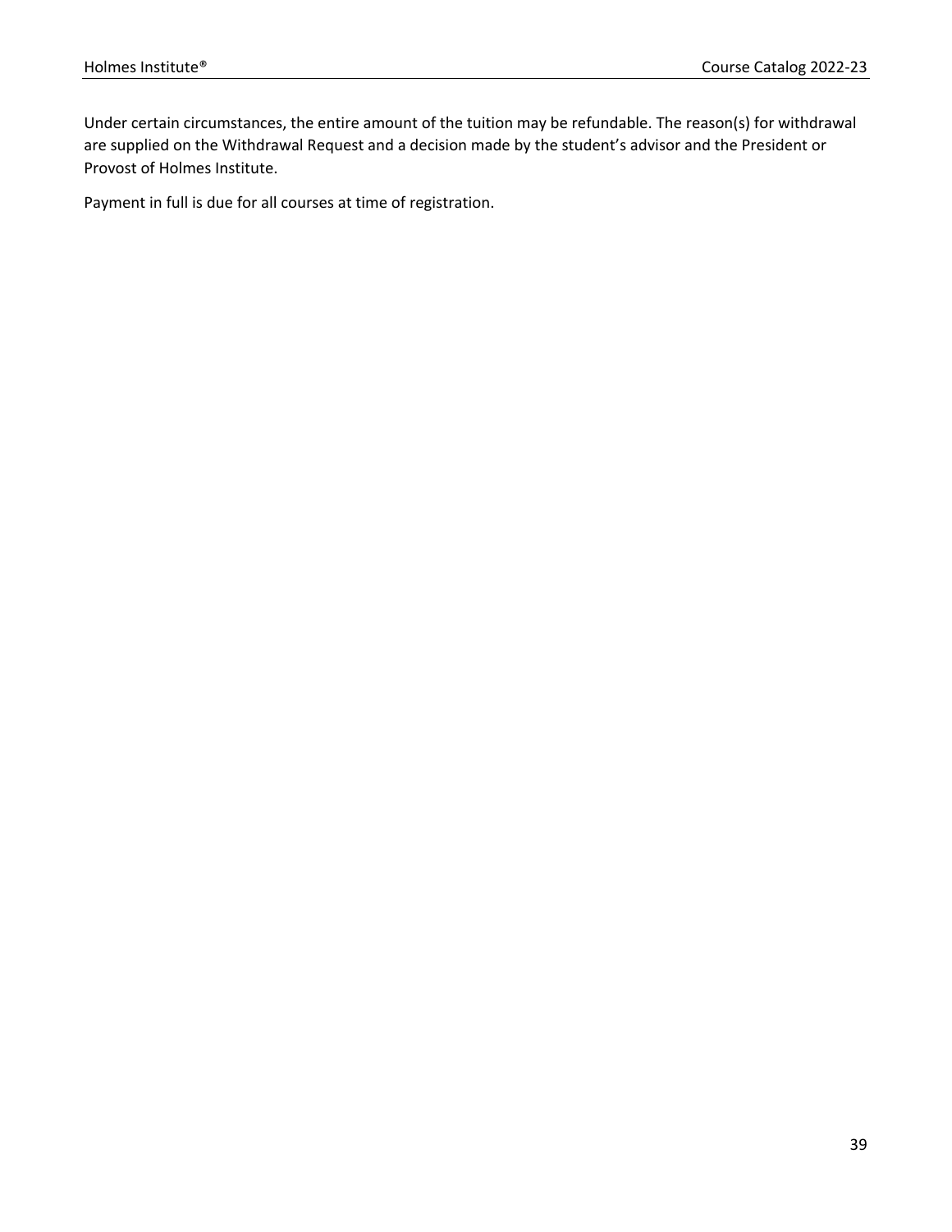Under certain circumstances, the entire amount of the tuition may be refundable. The reason(s) for withdrawal are supplied on the Withdrawal Request and a decision made by the student's advisor and the President or Provost of Holmes Institute.

Payment in full is due for all courses at time of registration.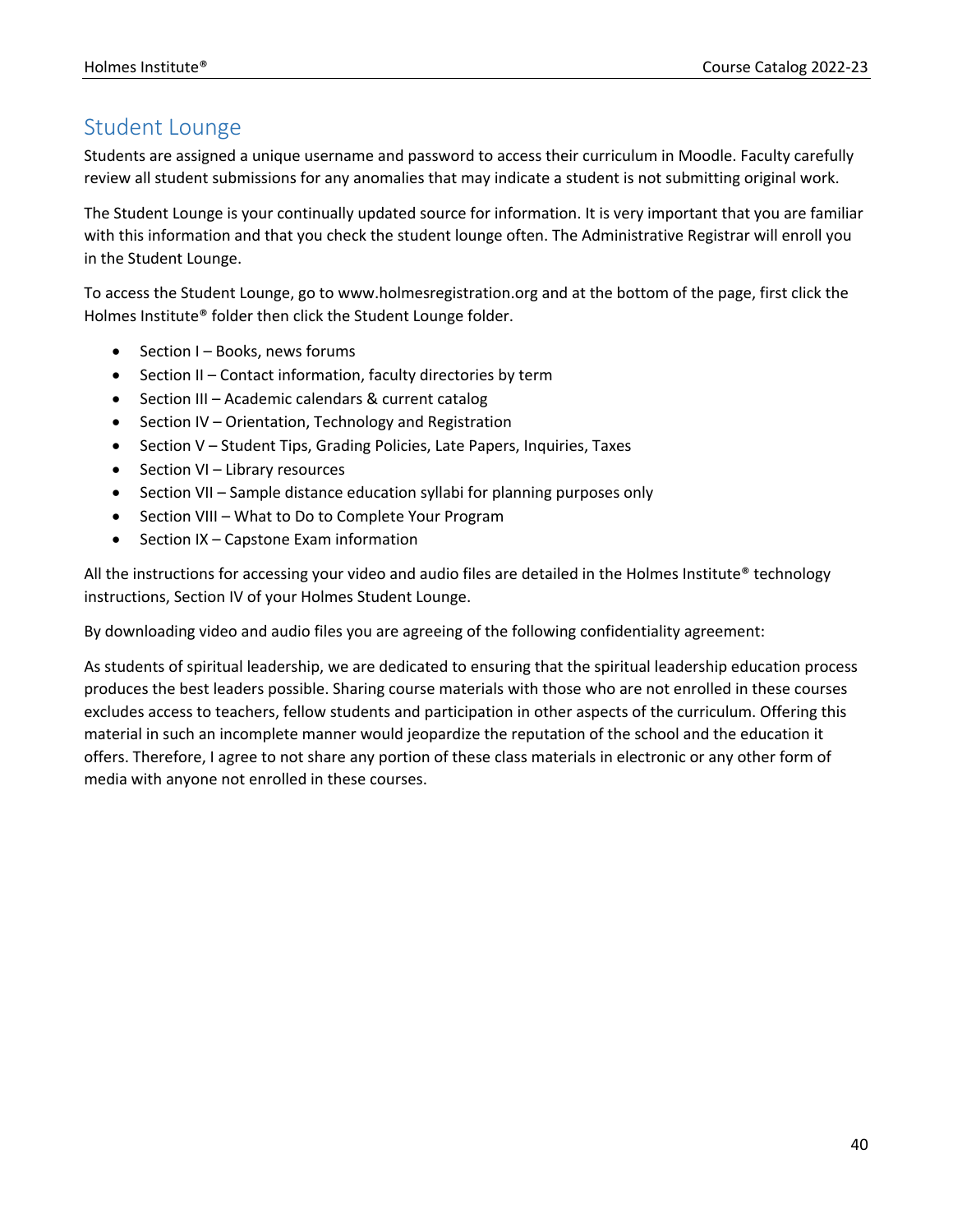## Student Lounge

Students are assigned a unique username and password to access their curriculum in Moodle. Faculty carefully review all student submissions for any anomalies that may indicate a student is not submitting original work.

The Student Lounge is your continually updated source for information. It is very important that you are familiar with this information and that you check the student lounge often. The Administrative Registrar will enroll you in the Student Lounge.

To access the Student Lounge, go to www.holmesregistration.org and at the bottom of the page, first click the Holmes Institute® folder then click the Student Lounge folder.

- Section I – Books, news forums
- Section II – Contact information, faculty directories by term
- Section III – Academic calendars & current catalog
- Section IV – Orientation, Technology and Registration
- Section V – Student Tips, Grading Policies, Late Papers, Inquiries, Taxes
- Section VI – Library resources
- Section VII – Sample distance education syllabi for planning purposes only
- Section VIII – What to Do to Complete Your Program
- Section IX – Capstone Exam information

All the instructions for accessing your video and audio files are detailed in the Holmes Institute® technology instructions, Section IV of your Holmes Student Lounge.

By downloading video and audio files you are agreeing of the following confidentiality agreement:

As students of spiritual leadership, we are dedicated to ensuring that the spiritual leadership education process produces the best leaders possible. Sharing course materials with those who are not enrolled in these courses excludes access to teachers, fellow students and participation in other aspects of the curriculum. Offering this material in such an incomplete manner would jeopardize the reputation of the school and the education it offers. Therefore, I agree to not share any portion of these class materials in electronic or any other form of media with anyone not enrolled in these courses.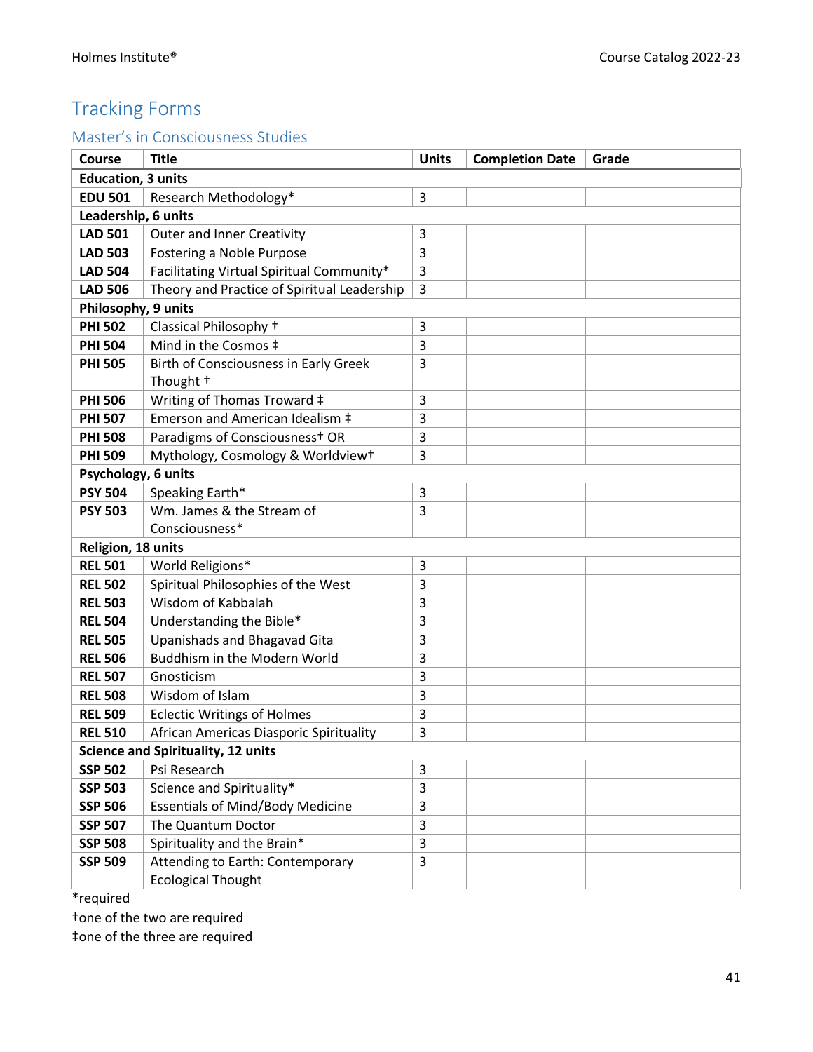# Tracking Forms

## Master's in Consciousness Studies

| Course | Title | Units | Completion Date | Grade |
|---|---|---|---|---|
| **Education, 3 units** | | | | |
| **EDU 501** | Research Methodology* | 3 | | |
| **Leadership, 6 units** | | | | |
| **LAD 501** | Outer and Inner Creativity | 3 | | |
| **LAD 503** | Fostering a Noble Purpose | 3 | | |
| **LAD 504** | Facilitating Virtual Spiritual Community* | 3 | | |
| **LAD 506** | Theory and Practice of Spiritual Leadership | 3 | | |
| **Philosophy, 9 units** | | | | |
| **PHI 502** | Classical Philosophy † | 3 | | |
| **PHI 504** | Mind in the Cosmos ‡ | 3 | | |
| **PHI 505** | Birth of Consciousness in Early Greek Thought † | 3 | | |
| **PHI 506** | Writing of Thomas Troward ‡ | 3 | | |
| **PHI 507** | Emerson and American Idealism ‡ | 3 | | |
| **PHI 508** | Paradigms of Consciousness† OR | 3 | | |
| **PHI 509** | Mythology, Cosmology & Worldview† | 3 | | |
| **Psychology, 6 units** | | | | |
| **PSY 504** | Speaking Earth* | 3 | | |
| **PSY 503** | Wm. James & the Stream of Consciousness* | 3 | | |
| **Religion, 18 units** | | | | |
| **REL 501** | World Religions* | 3 | | |
| **REL 502** | Spiritual Philosophies of the West | 3 | | |
| **REL 503** | Wisdom of Kabbalah | 3 | | |
| **REL 504** | Understanding the Bible* | 3 | | |
| **REL 505** | Upanishads and Bhagavad Gita | 3 | | |
| **REL 506** | Buddhism in the Modern World | 3 | | |
| **REL 507** | Gnosticism | 3 | | |
| **REL 508** | Wisdom of Islam | 3 | | |
| **REL 509** | Eclectic Writings of Holmes | 3 | | |
| **REL 510** | African Americas Diasporic Spirituality | 3 | | |
| **Science and Spirituality, 12 units** | | | | |
| **SSP 502** | Psi Research | 3 | | |
| **SSP 503** | Science and Spirituality* | 3 | | |
| **SSP 506** | Essentials of Mind/Body Medicine | 3 | | |
| **SSP 507** | The Quantum Doctor | 3 | | |
| **SSP 508** | Spirituality and the Brain* | 3 | | |
| **SSP 509** | Attending to Earth: Contemporary Ecological Thought | 3 | | |

*required

†one of the two are required

‡one of the three are required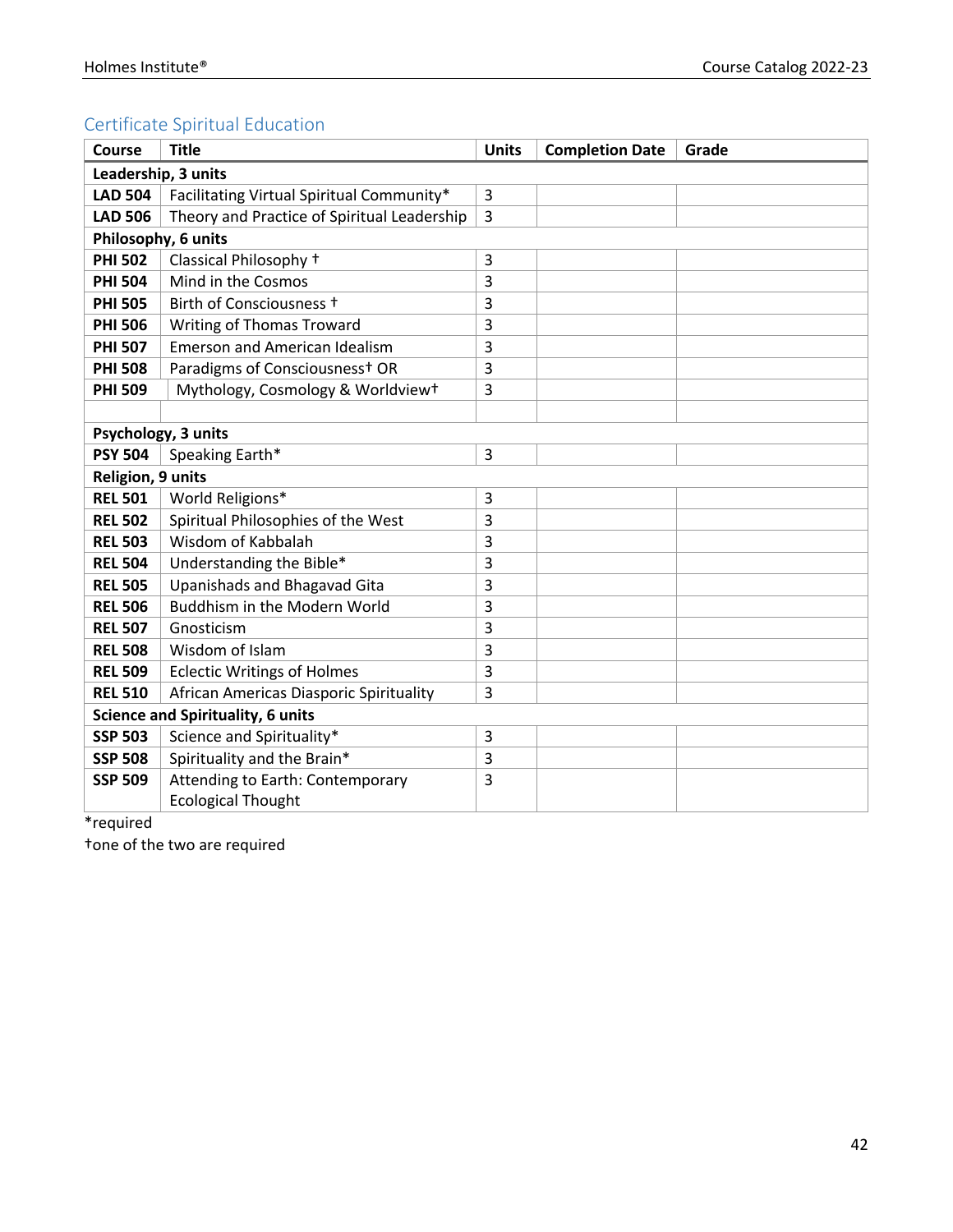## Certificate Spiritual Education

| Course | Title | Units | Completion Date | Grade |
|---|---|---|---|---|
| **Leadership, 3 units** | | | | |
| **LAD 504** | Facilitating Virtual Spiritual Community* | 3 | | |
| **LAD 506** | Theory and Practice of Spiritual Leadership | 3 | | |
| **Philosophy, 6 units** | | | | |
| **PHI 502** | Classical Philosophy † | 3 | | |
| **PHI 504** | Mind in the Cosmos | 3 | | |
| **PHI 505** | Birth of Consciousness † | 3 | | |
| **PHI 506** | Writing of Thomas Troward | 3 | | |
| **PHI 507** | Emerson and American Idealism | 3 | | |
| **PHI 508** | Paradigms of Consciousness† OR | 3 | | |
| **PHI 509** | Mythology, Cosmology & Worldview† | 3 | | |
| | | | | |
| **Psychology, 3 units** | | | | |
| **PSY 504** | Speaking Earth* | 3 | | |
| **Religion, 9 units** | | | | |
| **REL 501** | World Religions* | 3 | | |
| **REL 502** | Spiritual Philosophies of the West | 3 | | |
| **REL 503** | Wisdom of Kabbalah | 3 | | |
| **REL 504** | Understanding the Bible* | 3 | | |
| **REL 505** | Upanishads and Bhagavad Gita | 3 | | |
| **REL 506** | Buddhism in the Modern World | 3 | | |
| **REL 507** | Gnosticism | 3 | | |
| **REL 508** | Wisdom of Islam | 3 | | |
| **REL 509** | Eclectic Writings of Holmes | 3 | | |
| **REL 510** | African Americas Diasporic Spirituality | 3 | | |
| **Science and Spirituality, 6 units** | | | | |
| **SSP 503** | Science and Spirituality* | 3 | | |
| **SSP 508** | Spirituality and the Brain* | 3 | | |
| **SSP 509** | Attending to Earth: Contemporary Ecological Thought | 3 | | |

*required

†one of the two are required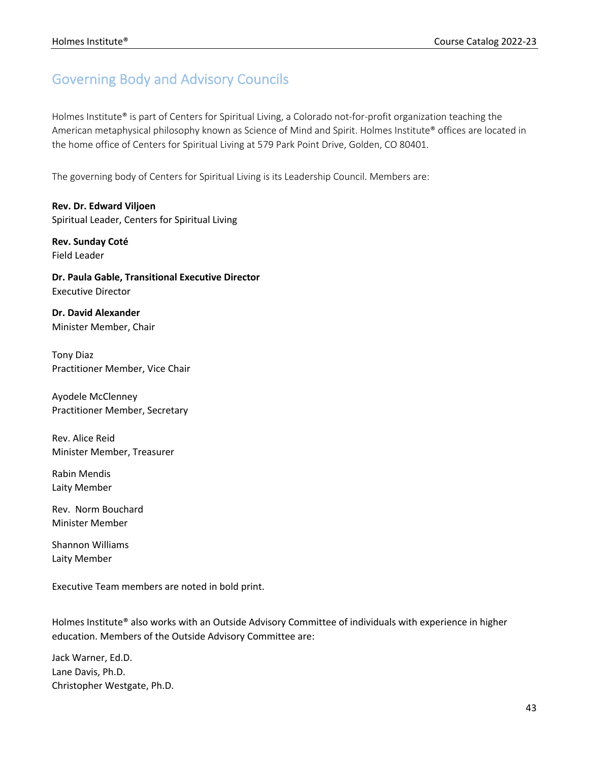## Governing Body and Advisory Councils

Holmes Institute® is part of Centers for Spiritual Living, a Colorado not-for-profit organization teaching the American metaphysical philosophy known as Science of Mind and Spirit. Holmes Institute® offices are located in the home office of Centers for Spiritual Living at 579 Park Point Drive, Golden, CO 80401.

The governing body of Centers for Spiritual Living is its Leadership Council. Members are:

**Rev. Dr. Edward Viljoen**
Spiritual Leader, Centers for Spiritual Living

**Rev. Sunday Coté**
Field Leader

**Dr. Paula Gable, Transitional Executive Director**
Executive Director

**Dr. David Alexander**
Minister Member, Chair

Tony Diaz
Practitioner Member, Vice Chair

Ayodele McClenney
Practitioner Member, Secretary

Rev. Alice Reid
Minister Member, Treasurer

Rabin Mendis
Laity Member

Rev. Norm Bouchard
Minister Member

Shannon Williams
Laity Member

Executive Team members are noted in bold print.

Holmes Institute® also works with an Outside Advisory Committee of individuals with experience in higher education. Members of the Outside Advisory Committee are:

Jack Warner, Ed.D.
Lane Davis, Ph.D.
Christopher Westgate, Ph.D.